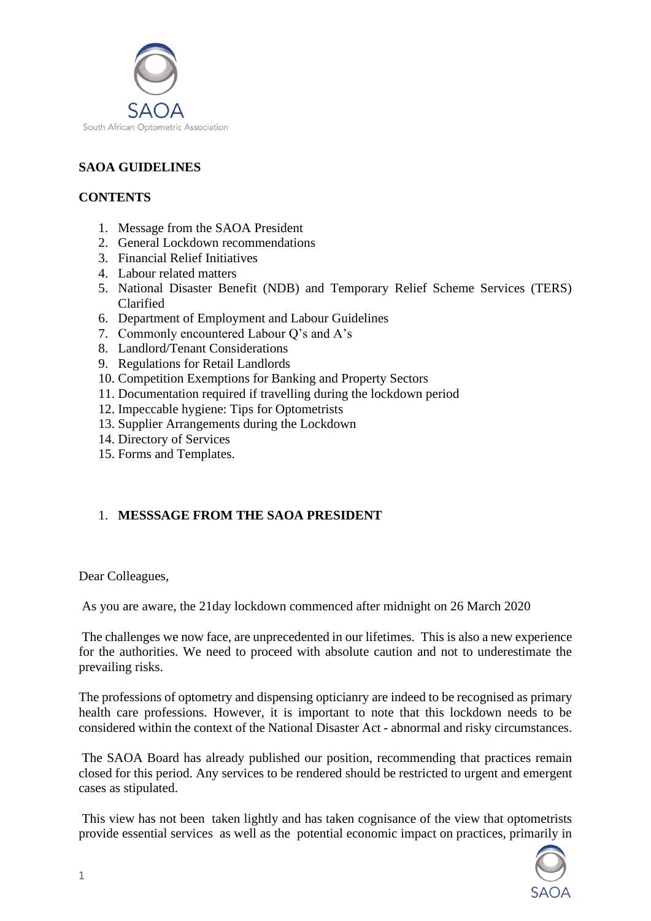SAOA

South African Optometric Association

**SAOA GUIDELINES**

**CONTENTS**

1. Message from the SAOA President
2. General Lockdown recommendations
3. Financial Relief Initiatives
4. Labour related matters
5. National Disaster Benefit (NDB) and Temporary Relief Scheme Services (TERS) Clarified
6. Department of Employment and Labour Guidelines
7. Commonly encountered Labour Q's and A's
8. Landlord/Tenant Considerations
9. Regulations for Retail Landlords
10. Competition Exemptions for Banking and Property Sectors
11. Documentation required if travelling during the lockdown period
12. Impeccable hygiene: Tips for Optometrists
13. Supplier Arrangements during the Lockdown
14. Directory of Services
15. Forms and Templates.

## 1. MESSSAGE FROM THE SAOA PRESIDENT

Dear Colleagues,

As you are aware, the 21day lockdown commenced after midnight on 26 March 2020

The challenges we now face, are unprecedented in our lifetimes. This is also a new experience for the authorities. We need to proceed with absolute caution and not to underestimate the prevailing risks.

The professions of optometry and dispensing opticianry are indeed to be recognised as primary health care professions. However, it is important to note that this lockdown needs to be considered within the context of the National Disaster Act - abnormal and risky circumstances.

The SAOA Board has already published our position, recommending that practices remain closed for this period. Any services to be rendered should be restricted to urgent and emergent cases as stipulated.

This view has not been taken lightly and has taken cognisance of the view that optometrists provide essential services as well as the potential economic impact on practices, primarily in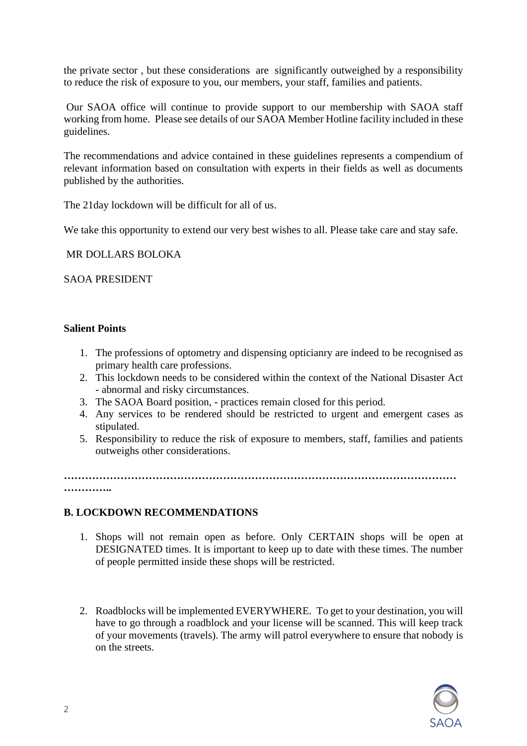the private sector , but these considerations are significantly outweighed by a responsibility to reduce the risk of exposure to you, our members, your staff, families and patients.

Our SAOA office will continue to provide support to our membership with SAOA staff working from home. Please see details of our SAOA Member Hotline facility included in these guidelines.

The recommendations and advice contained in these guidelines represents a compendium of relevant information based on consultation with experts in their fields as well as documents published by the authorities.

The 21day lockdown will be difficult for all of us.

We take this opportunity to extend our very best wishes to all. Please take care and stay safe.

MR DOLLARS BOLOKA

SAOA PRESIDENT

**Salient Points**

1. The professions of optometry and dispensing opticianry are indeed to be recognised as primary health care professions.
2. This lockdown needs to be considered within the context of the National Disaster Act - abnormal and risky circumstances.
3. The SAOA Board position, - practices remain closed for this period.
4. Any services to be rendered should be restricted to urgent and emergent cases as stipulated.
5. Responsibility to reduce the risk of exposure to members, staff, families and patients outweighs other considerations.

**………………………………………………………………………………………………………………..**

**B. LOCKDOWN RECOMMENDATIONS**

1. Shops will not remain open as before. Only CERTAIN shops will be open at DESIGNATED times. It is important to keep up to date with these times. The number of people permitted inside these shops will be restricted.

2. Roadblocks will be implemented EVERYWHERE. To get to your destination, you will have to go through a roadblock and your license will be scanned. This will keep track of your movements (travels). The army will patrol everywhere to ensure that nobody is on the streets.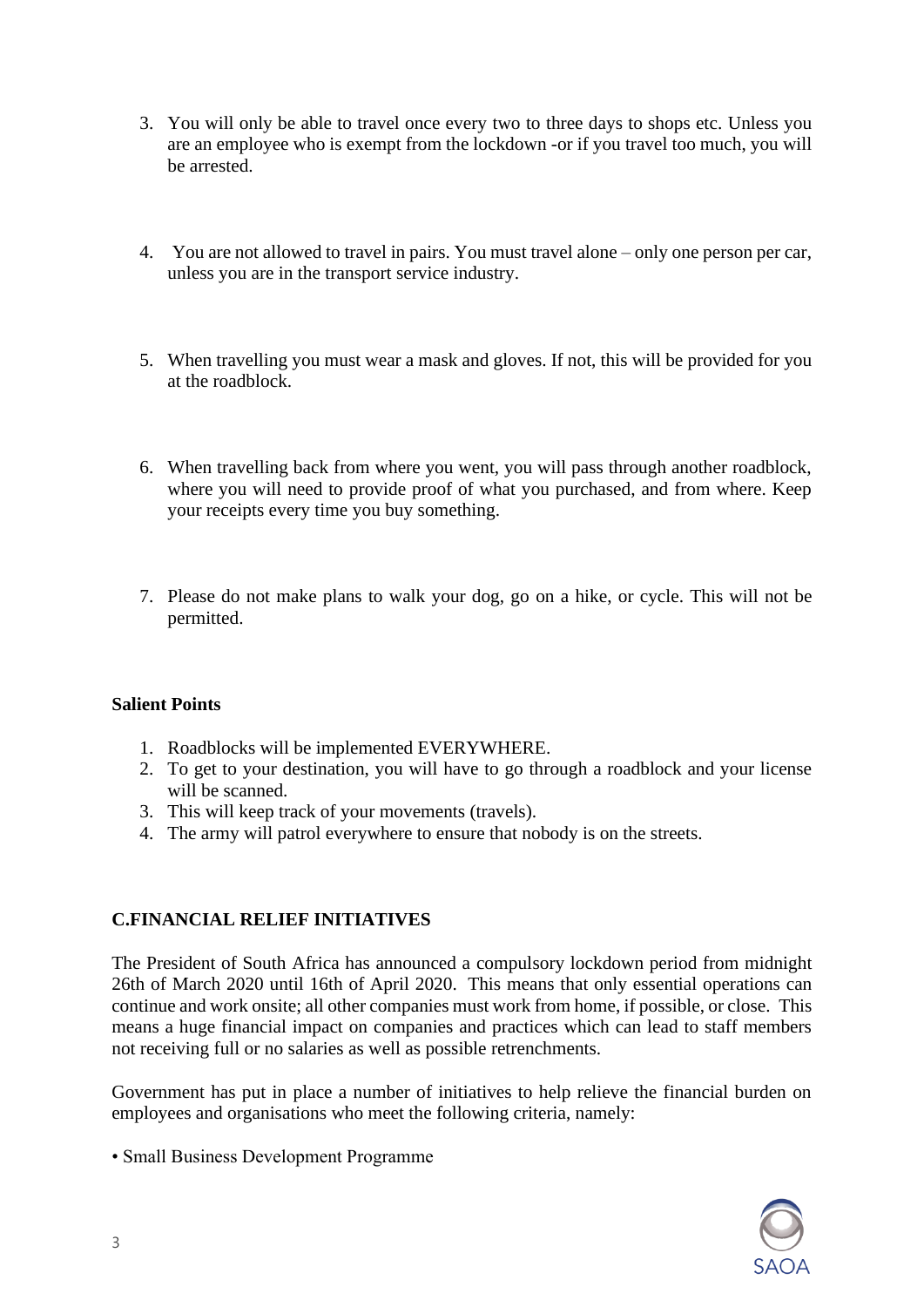3. You will only be able to travel once every two to three days to shops etc. Unless you are an employee who is exempt from the lockdown -or if you travel too much, you will be arrested.

4. You are not allowed to travel in pairs. You must travel alone – only one person per car, unless you are in the transport service industry.

5. When travelling you must wear a mask and gloves. If not, this will be provided for you at the roadblock.

6. When travelling back from where you went, you will pass through another roadblock, where you will need to provide proof of what you purchased, and from where. Keep your receipts every time you buy something.

7. Please do not make plans to walk your dog, go on a hike, or cycle. This will not be permitted.

**Salient Points**

1. Roadblocks will be implemented EVERYWHERE.
2. To get to your destination, you will have to go through a roadblock and your license will be scanned.
3. This will keep track of your movements (travels).
4. The army will patrol everywhere to ensure that nobody is on the streets.

## C.FINANCIAL RELIEF INITIATIVES

The President of South Africa has announced a compulsory lockdown period from midnight 26th of March 2020 until 16th of April 2020. This means that only essential operations can continue and work onsite; all other companies must work from home, if possible, or close. This means a huge financial impact on companies and practices which can lead to staff members not receiving full or no salaries as well as possible retrenchments.

Government has put in place a number of initiatives to help relieve the financial burden on employees and organisations who meet the following criteria, namely:

• Small Business Development Programme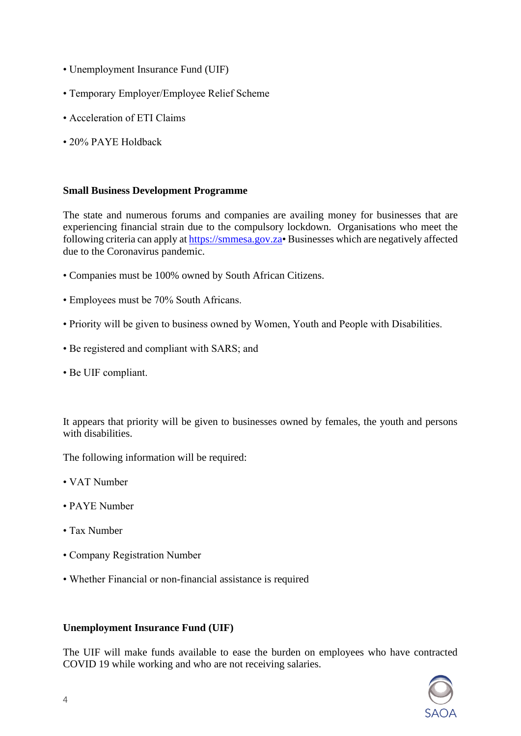- Unemployment Insurance Fund (UIF)
- Temporary Employer/Employee Relief Scheme
- Acceleration of ETI Claims
- 20% PAYE Holdback

**Small Business Development Programme**

The state and numerous forums and companies are availing money for businesses that are experiencing financial strain due to the compulsory lockdown. Organisations who meet the following criteria can apply at https://smmesa.gov.za• Businesses which are negatively affected due to the Coronavirus pandemic.

- Companies must be 100% owned by South African Citizens.
- Employees must be 70% South Africans.
- Priority will be given to business owned by Women, Youth and People with Disabilities.
- Be registered and compliant with SARS; and
- Be UIF compliant.

It appears that priority will be given to businesses owned by females, the youth and persons with disabilities.

The following information will be required:

- VAT Number
- PAYE Number
- Tax Number
- Company Registration Number
- Whether Financial or non-financial assistance is required

**Unemployment Insurance Fund (UIF)**

The UIF will make funds available to ease the burden on employees who have contracted COVID 19 while working and who are not receiving salaries.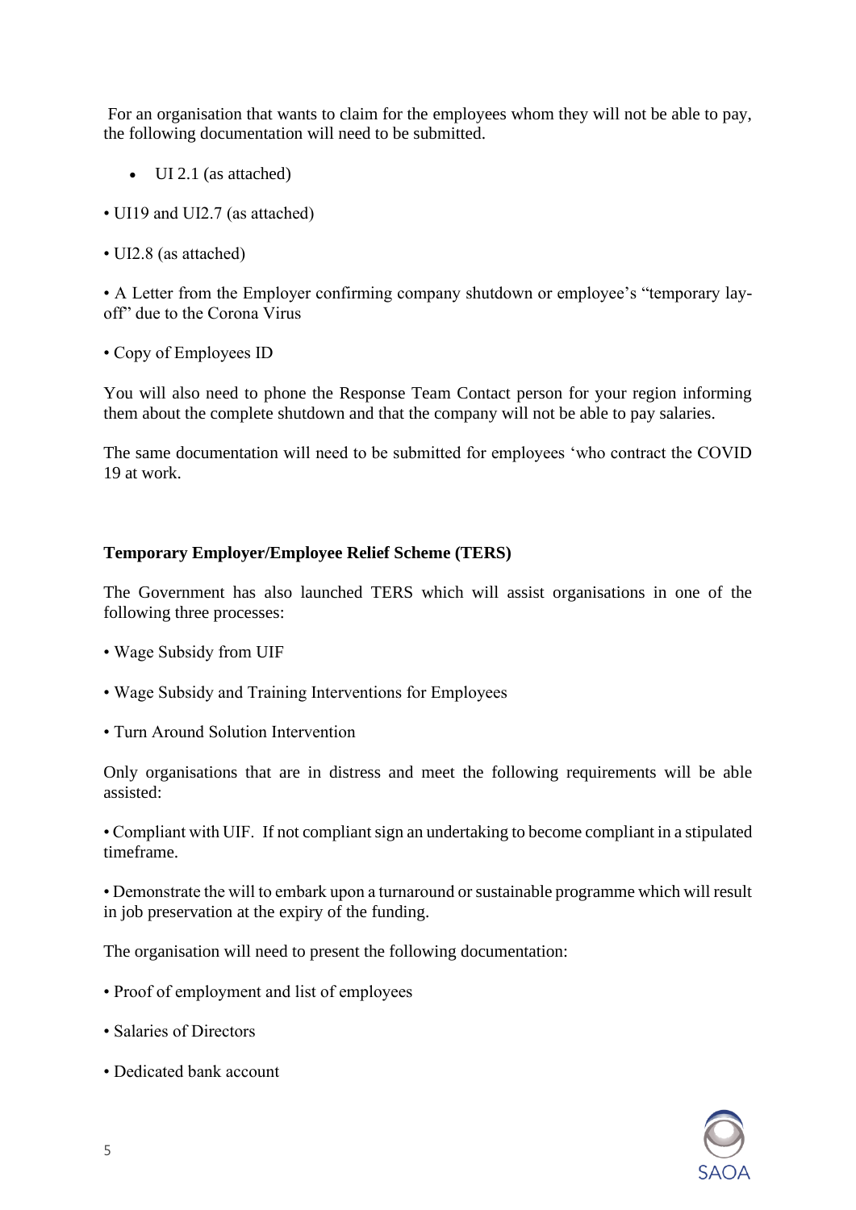For an organisation that wants to claim for the employees whom they will not be able to pay, the following documentation will need to be submitted.

- UI 2.1 (as attached)
- UI19 and UI2.7 (as attached)
- UI2.8 (as attached)
- A Letter from the Employer confirming company shutdown or employee's "temporary lay-off" due to the Corona Virus
- Copy of Employees ID

You will also need to phone the Response Team Contact person for your region informing them about the complete shutdown and that the company will not be able to pay salaries.

The same documentation will need to be submitted for employees 'who contract the COVID 19 at work.

**Temporary Employer/Employee Relief Scheme (TERS)**

The Government has also launched TERS which will assist organisations in one of the following three processes:

- Wage Subsidy from UIF
- Wage Subsidy and Training Interventions for Employees
- Turn Around Solution Intervention

Only organisations that are in distress and meet the following requirements will be able assisted:

- Compliant with UIF. If not compliant sign an undertaking to become compliant in a stipulated timeframe.
- Demonstrate the will to embark upon a turnaround or sustainable programme which will result in job preservation at the expiry of the funding.

The organisation will need to present the following documentation:

- Proof of employment and list of employees
- Salaries of Directors
- Dedicated bank account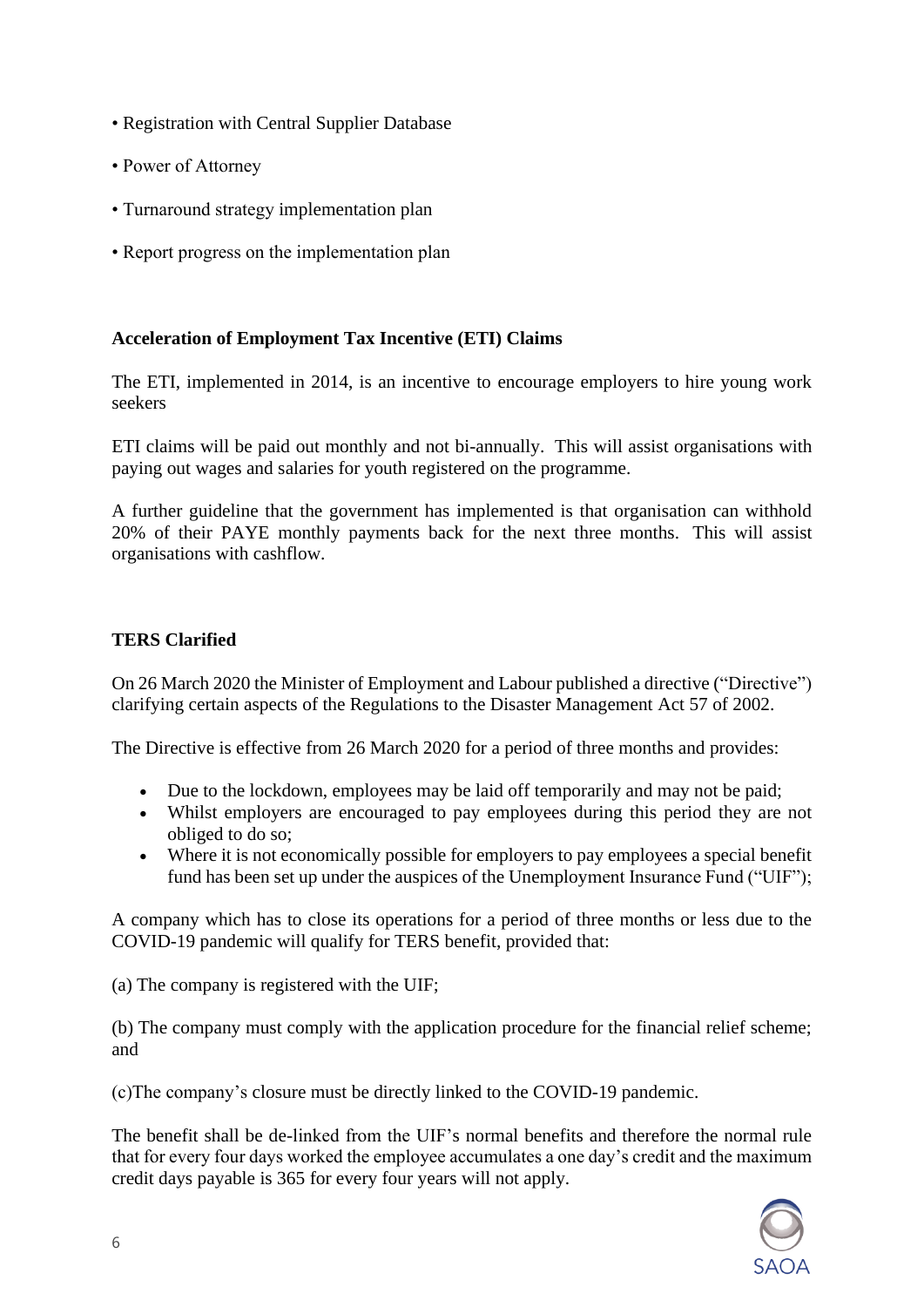• Registration with Central Supplier Database

• Power of Attorney

• Turnaround strategy implementation plan

• Report progress on the implementation plan

**Acceleration of Employment Tax Incentive (ETI) Claims**

The ETI, implemented in 2014, is an incentive to encourage employers to hire young work seekers

ETI claims will be paid out monthly and not bi-annually. This will assist organisations with paying out wages and salaries for youth registered on the programme.

A further guideline that the government has implemented is that organisation can withhold 20% of their PAYE monthly payments back for the next three months. This will assist organisations with cashflow.

**TERS Clarified**

On 26 March 2020 the Minister of Employment and Labour published a directive ("Directive") clarifying certain aspects of the Regulations to the Disaster Management Act 57 of 2002.

The Directive is effective from 26 March 2020 for a period of three months and provides:

- Due to the lockdown, employees may be laid off temporarily and may not be paid;
- Whilst employers are encouraged to pay employees during this period they are not obliged to do so;
- Where it is not economically possible for employers to pay employees a special benefit fund has been set up under the auspices of the Unemployment Insurance Fund ("UIF");

A company which has to close its operations for a period of three months or less due to the COVID-19 pandemic will qualify for TERS benefit, provided that:

(a) The company is registered with the UIF;

(b) The company must comply with the application procedure for the financial relief scheme; and

(c)The company's closure must be directly linked to the COVID-19 pandemic.

The benefit shall be de-linked from the UIF's normal benefits and therefore the normal rule that for every four days worked the employee accumulates a one day's credit and the maximum credit days payable is 365 for every four years will not apply.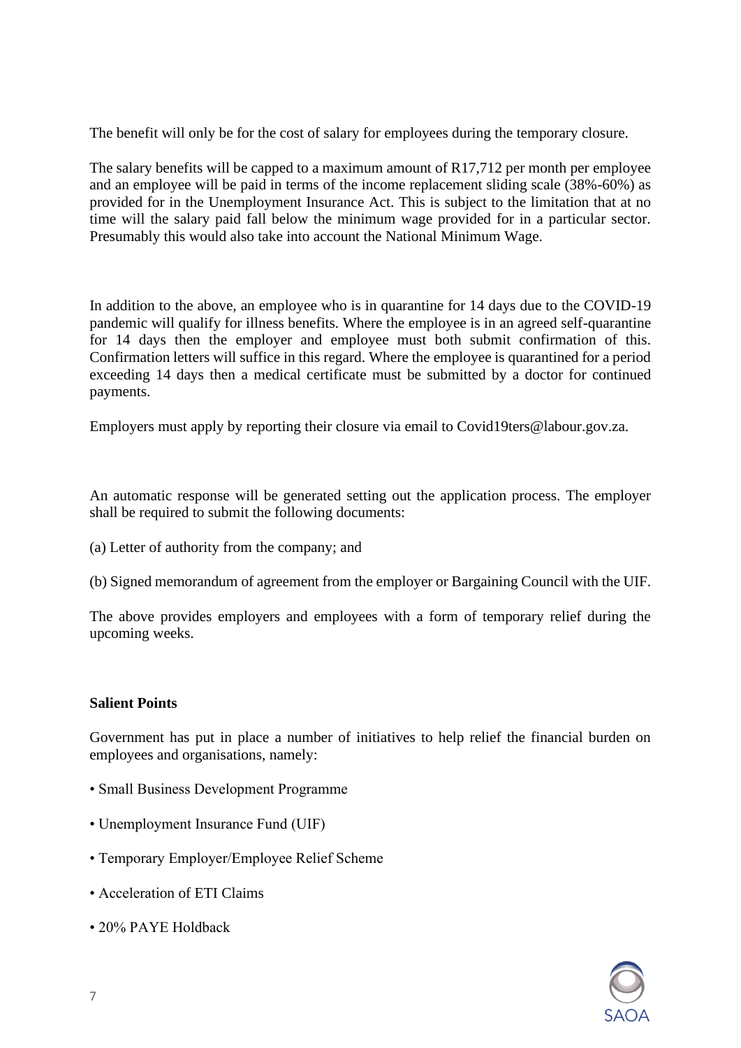The benefit will only be for the cost of salary for employees during the temporary closure.

The salary benefits will be capped to a maximum amount of R17,712 per month per employee and an employee will be paid in terms of the income replacement sliding scale (38%-60%) as provided for in the Unemployment Insurance Act. This is subject to the limitation that at no time will the salary paid fall below the minimum wage provided for in a particular sector. Presumably this would also take into account the National Minimum Wage.

In addition to the above, an employee who is in quarantine for 14 days due to the COVID-19 pandemic will qualify for illness benefits. Where the employee is in an agreed self-quarantine for 14 days then the employer and employee must both submit confirmation of this. Confirmation letters will suffice in this regard. Where the employee is quarantined for a period exceeding 14 days then a medical certificate must be submitted by a doctor for continued payments.

Employers must apply by reporting their closure via email to Covid19ters@labour.gov.za.

An automatic response will be generated setting out the application process. The employer shall be required to submit the following documents:

(a) Letter of authority from the company; and

(b) Signed memorandum of agreement from the employer or Bargaining Council with the UIF.

The above provides employers and employees with a form of temporary relief during the upcoming weeks.

**Salient Points**

Government has put in place a number of initiatives to help relief the financial burden on employees and organisations, namely:

- Small Business Development Programme
- Unemployment Insurance Fund (UIF)
- Temporary Employer/Employee Relief Scheme
- Acceleration of ETI Claims
- 20% PAYE Holdback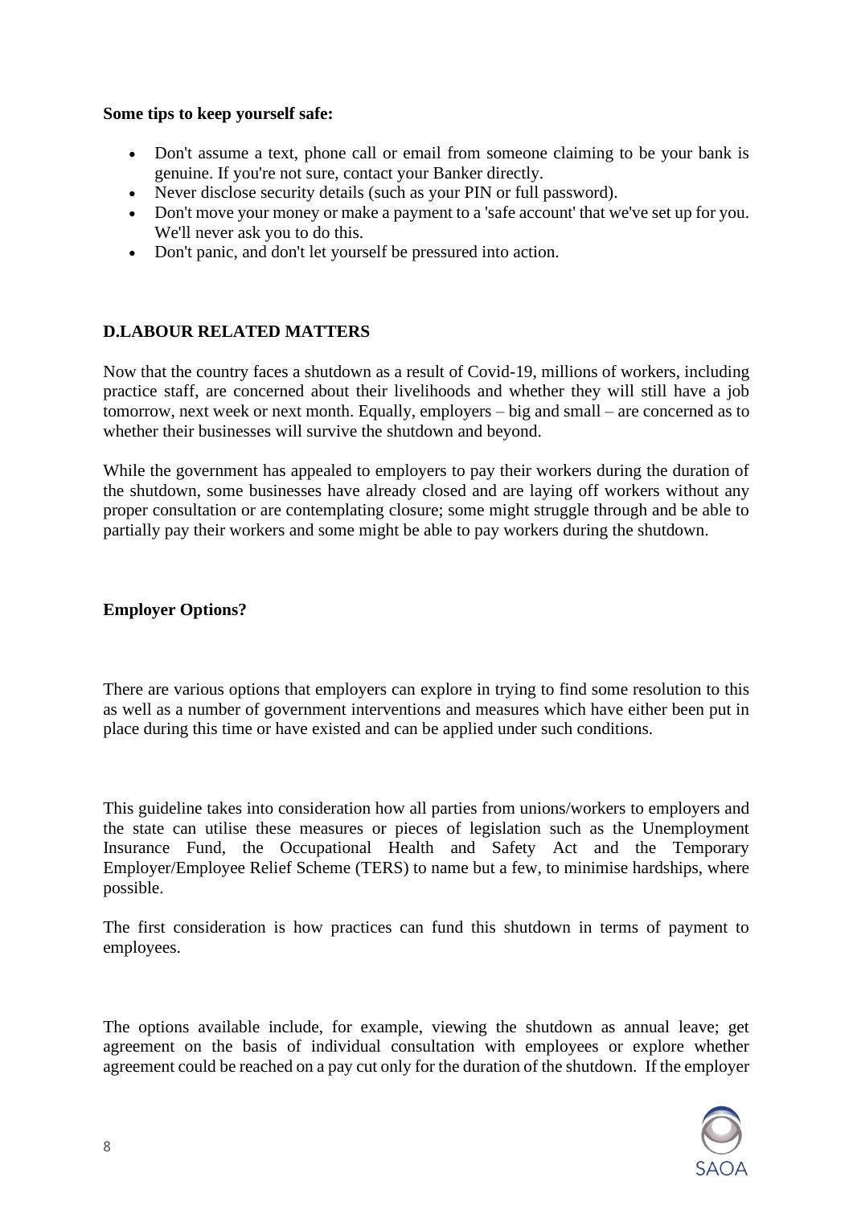**Some tips to keep yourself safe:**

- Don't assume a text, phone call or email from someone claiming to be your bank is genuine. If you're not sure, contact your Banker directly.
- Never disclose security details (such as your PIN or full password).
- Don't move your money or make a payment to a 'safe account' that we've set up for you. We'll never ask you to do this.
- Don't panic, and don't let yourself be pressured into action.

## D.LABOUR RELATED MATTERS

Now that the country faces a shutdown as a result of Covid-19, millions of workers, including practice staff, are concerned about their livelihoods and whether they will still have a job tomorrow, next week or next month. Equally, employers – big and small – are concerned as to whether their businesses will survive the shutdown and beyond.

While the government has appealed to employers to pay their workers during the duration of the shutdown, some businesses have already closed and are laying off workers without any proper consultation or are contemplating closure; some might struggle through and be able to partially pay their workers and some might be able to pay workers during the shutdown.

### Employer Options?

There are various options that employers can explore in trying to find some resolution to this as well as a number of government interventions and measures which have either been put in place during this time or have existed and can be applied under such conditions.

This guideline takes into consideration how all parties from unions/workers to employers and the state can utilise these measures or pieces of legislation such as the Unemployment Insurance Fund, the Occupational Health and Safety Act and the Temporary Employer/Employee Relief Scheme (TERS) to name but a few, to minimise hardships, where possible.

The first consideration is how practices can fund this shutdown in terms of payment to employees.

The options available include, for example, viewing the shutdown as annual leave; get agreement on the basis of individual consultation with employees or explore whether agreement could be reached on a pay cut only for the duration of the shutdown. If the employer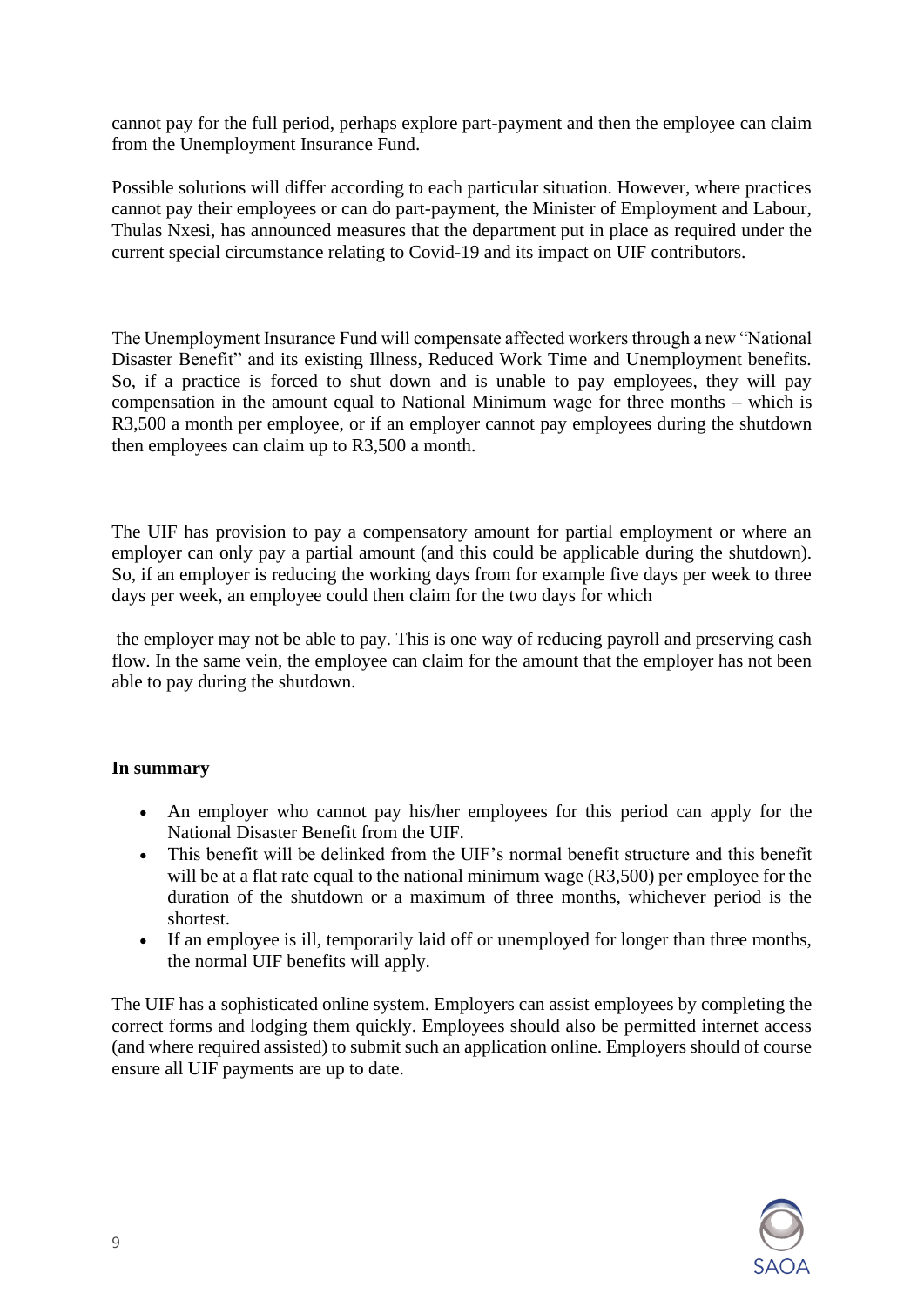cannot pay for the full period, perhaps explore part-payment and then the employee can claim from the Unemployment Insurance Fund.

Possible solutions will differ according to each particular situation. However, where practices cannot pay their employees or can do part-payment, the Minister of Employment and Labour, Thulas Nxesi, has announced measures that the department put in place as required under the current special circumstance relating to Covid-19 and its impact on UIF contributors.

The Unemployment Insurance Fund will compensate affected workers through a new "National Disaster Benefit" and its existing Illness, Reduced Work Time and Unemployment benefits. So, if a practice is forced to shut down and is unable to pay employees, they will pay compensation in the amount equal to National Minimum wage for three months – which is R3,500 a month per employee, or if an employer cannot pay employees during the shutdown then employees can claim up to R3,500 a month.

The UIF has provision to pay a compensatory amount for partial employment or where an employer can only pay a partial amount (and this could be applicable during the shutdown). So, if an employer is reducing the working days from for example five days per week to three days per week, an employee could then claim for the two days for which the employer may not be able to pay. This is one way of reducing payroll and preserving cash flow. In the same vein, the employee can claim for the amount that the employer has not been able to pay during the shutdown.

**In summary**

- An employer who cannot pay his/her employees for this period can apply for the National Disaster Benefit from the UIF.
- This benefit will be delinked from the UIF's normal benefit structure and this benefit will be at a flat rate equal to the national minimum wage (R3,500) per employee for the duration of the shutdown or a maximum of three months, whichever period is the shortest.
- If an employee is ill, temporarily laid off or unemployed for longer than three months, the normal UIF benefits will apply.

The UIF has a sophisticated online system. Employers can assist employees by completing the correct forms and lodging them quickly. Employees should also be permitted internet access (and where required assisted) to submit such an application online. Employers should of course ensure all UIF payments are up to date.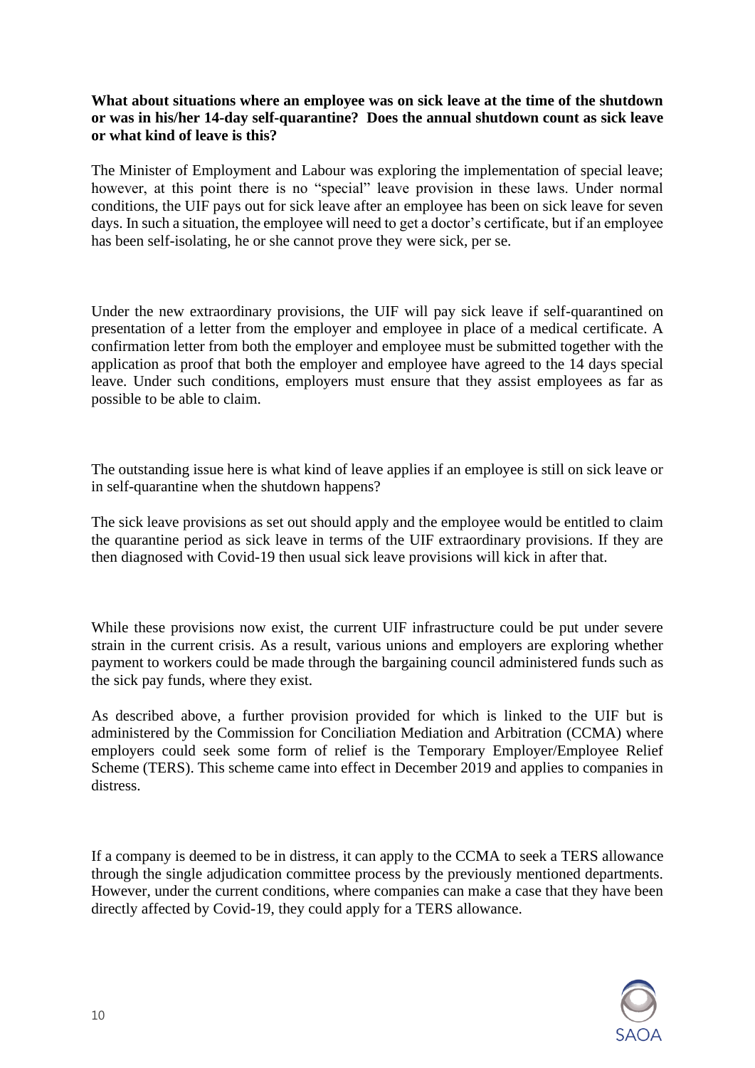**What about situations where an employee was on sick leave at the time of the shutdown or was in his/her 14-day self-quarantine? Does the annual shutdown count as sick leave or what kind of leave is this?**

The Minister of Employment and Labour was exploring the implementation of special leave; however, at this point there is no "special" leave provision in these laws. Under normal conditions, the UIF pays out for sick leave after an employee has been on sick leave for seven days. In such a situation, the employee will need to get a doctor's certificate, but if an employee has been self-isolating, he or she cannot prove they were sick, per se.

Under the new extraordinary provisions, the UIF will pay sick leave if self-quarantined on presentation of a letter from the employer and employee in place of a medical certificate. A confirmation letter from both the employer and employee must be submitted together with the application as proof that both the employer and employee have agreed to the 14 days special leave. Under such conditions, employers must ensure that they assist employees as far as possible to be able to claim.

The outstanding issue here is what kind of leave applies if an employee is still on sick leave or in self-quarantine when the shutdown happens?

The sick leave provisions as set out should apply and the employee would be entitled to claim the quarantine period as sick leave in terms of the UIF extraordinary provisions. If they are then diagnosed with Covid-19 then usual sick leave provisions will kick in after that.

While these provisions now exist, the current UIF infrastructure could be put under severe strain in the current crisis. As a result, various unions and employers are exploring whether payment to workers could be made through the bargaining council administered funds such as the sick pay funds, where they exist.

As described above, a further provision provided for which is linked to the UIF but is administered by the Commission for Conciliation Mediation and Arbitration (CCMA) where employers could seek some form of relief is the Temporary Employer/Employee Relief Scheme (TERS). This scheme came into effect in December 2019 and applies to companies in distress.

If a company is deemed to be in distress, it can apply to the CCMA to seek a TERS allowance through the single adjudication committee process by the previously mentioned departments. However, under the current conditions, where companies can make a case that they have been directly affected by Covid-19, they could apply for a TERS allowance.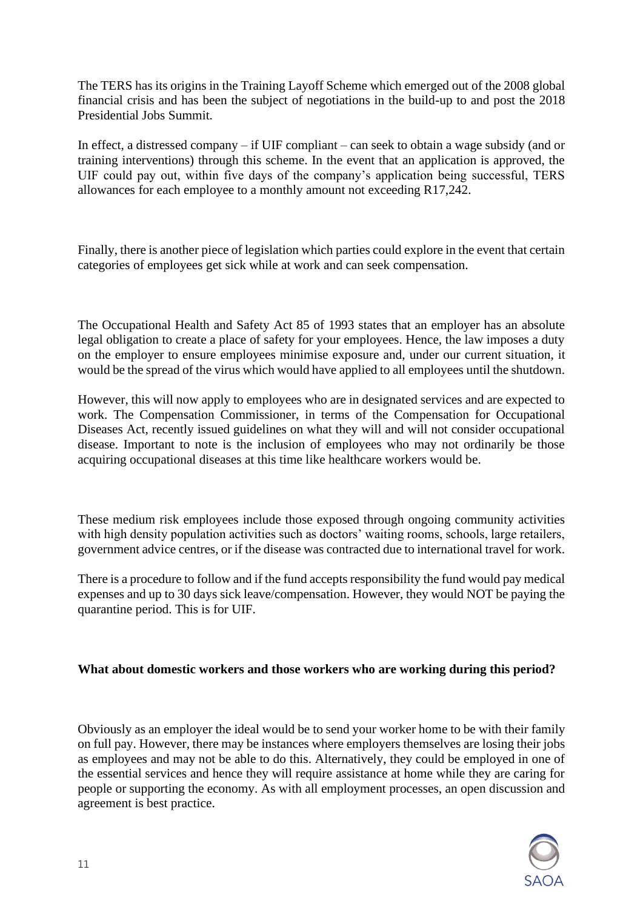The TERS has its origins in the Training Layoff Scheme which emerged out of the 2008 global financial crisis and has been the subject of negotiations in the build-up to and post the 2018 Presidential Jobs Summit.

In effect, a distressed company – if UIF compliant – can seek to obtain a wage subsidy (and or training interventions) through this scheme. In the event that an application is approved, the UIF could pay out, within five days of the company's application being successful, TERS allowances for each employee to a monthly amount not exceeding R17,242.

Finally, there is another piece of legislation which parties could explore in the event that certain categories of employees get sick while at work and can seek compensation.

The Occupational Health and Safety Act 85 of 1993 states that an employer has an absolute legal obligation to create a place of safety for your employees. Hence, the law imposes a duty on the employer to ensure employees minimise exposure and, under our current situation, it would be the spread of the virus which would have applied to all employees until the shutdown.

However, this will now apply to employees who are in designated services and are expected to work. The Compensation Commissioner, in terms of the Compensation for Occupational Diseases Act, recently issued guidelines on what they will and will not consider occupational disease. Important to note is the inclusion of employees who may not ordinarily be those acquiring occupational diseases at this time like healthcare workers would be.

These medium risk employees include those exposed through ongoing community activities with high density population activities such as doctors' waiting rooms, schools, large retailers, government advice centres, or if the disease was contracted due to international travel for work.

There is a procedure to follow and if the fund accepts responsibility the fund would pay medical expenses and up to 30 days sick leave/compensation. However, they would NOT be paying the quarantine period. This is for UIF.

**What about domestic workers and those workers who are working during this period?**

Obviously as an employer the ideal would be to send your worker home to be with their family on full pay. However, there may be instances where employers themselves are losing their jobs as employees and may not be able to do this. Alternatively, they could be employed in one of the essential services and hence they will require assistance at home while they are caring for people or supporting the economy. As with all employment processes, an open discussion and agreement is best practice.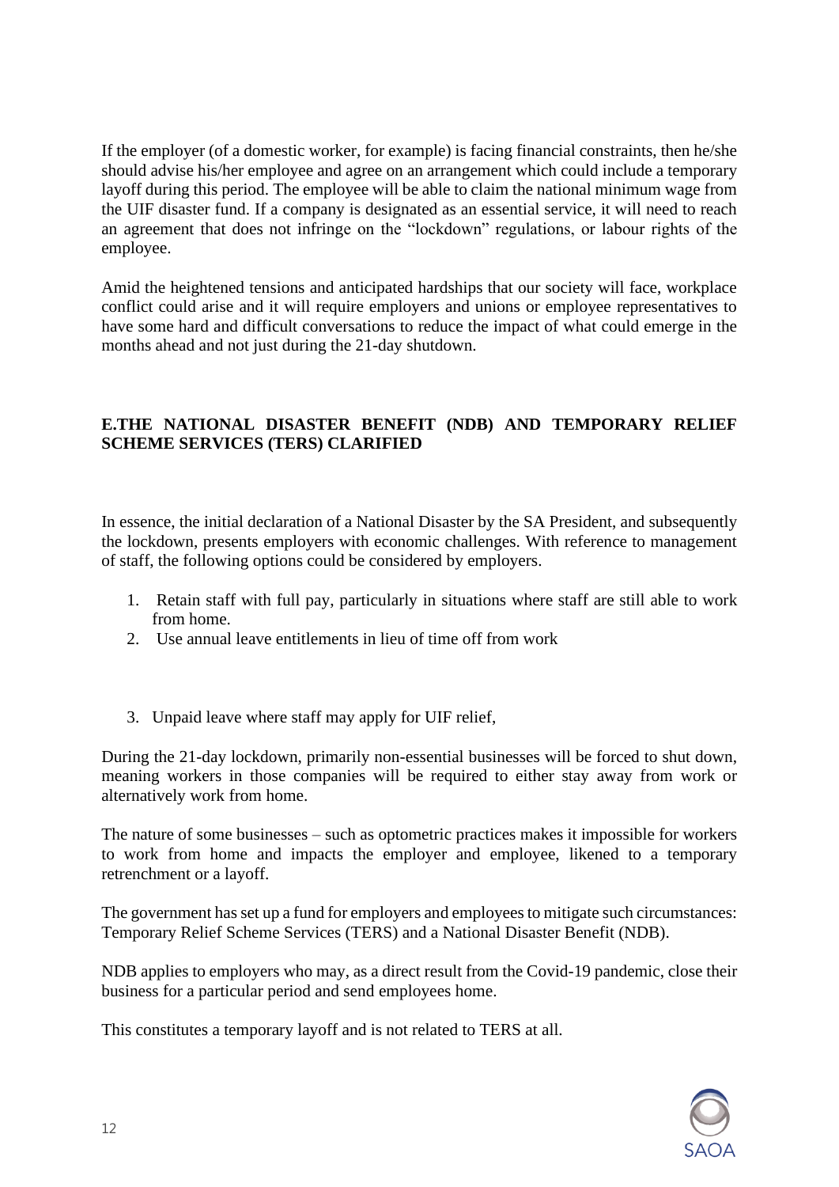If the employer (of a domestic worker, for example) is facing financial constraints, then he/she should advise his/her employee and agree on an arrangement which could include a temporary layoff during this period. The employee will be able to claim the national minimum wage from the UIF disaster fund. If a company is designated as an essential service, it will need to reach an agreement that does not infringe on the "lockdown" regulations, or labour rights of the employee.

Amid the heightened tensions and anticipated hardships that our society will face, workplace conflict could arise and it will require employers and unions or employee representatives to have some hard and difficult conversations to reduce the impact of what could emerge in the months ahead and not just during the 21-day shutdown.

## E.THE NATIONAL DISASTER BENEFIT (NDB) AND TEMPORARY RELIEF SCHEME SERVICES (TERS) CLARIFIED

In essence, the initial declaration of a National Disaster by the SA President, and subsequently the lockdown, presents employers with economic challenges. With reference to management of staff, the following options could be considered by employers.

1. Retain staff with full pay, particularly in situations where staff are still able to work from home.
2. Use annual leave entitlements in lieu of time off from work
3. Unpaid leave where staff may apply for UIF relief,

During the 21-day lockdown, primarily non-essential businesses will be forced to shut down, meaning workers in those companies will be required to either stay away from work or alternatively work from home.

The nature of some businesses – such as optometric practices makes it impossible for workers to work from home and impacts the employer and employee, likened to a temporary retrenchment or a layoff.

The government has set up a fund for employers and employees to mitigate such circumstances: Temporary Relief Scheme Services (TERS) and a National Disaster Benefit (NDB).

NDB applies to employers who may, as a direct result from the Covid-19 pandemic, close their business for a particular period and send employees home.

This constitutes a temporary layoff and is not related to TERS at all.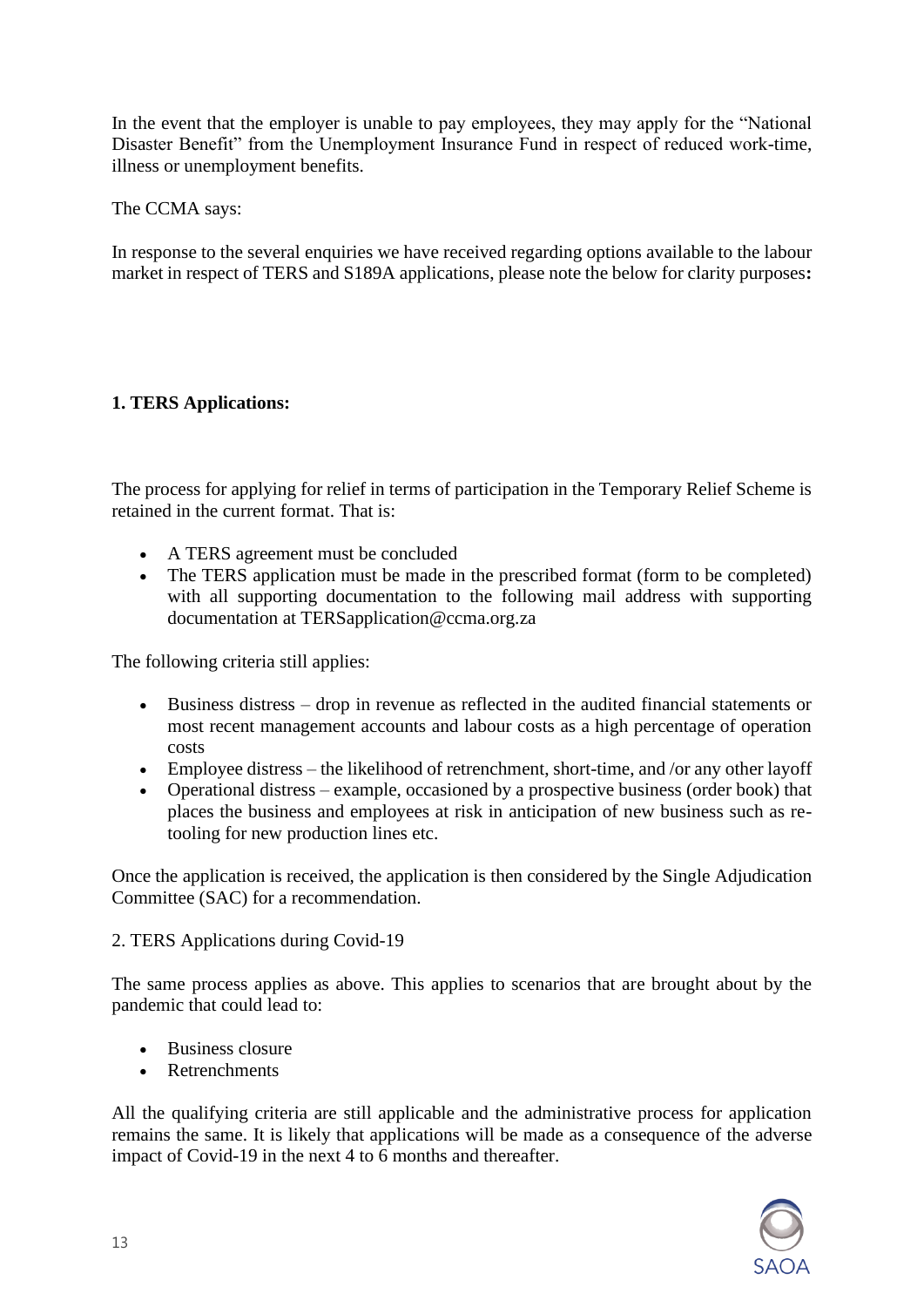In the event that the employer is unable to pay employees, they may apply for the "National Disaster Benefit" from the Unemployment Insurance Fund in respect of reduced work-time, illness or unemployment benefits.

The CCMA says:

In response to the several enquiries we have received regarding options available to the labour market in respect of TERS and S189A applications, please note the below for clarity purposes**:**

**1. TERS Applications:**

The process for applying for relief in terms of participation in the Temporary Relief Scheme is retained in the current format. That is:

- A TERS agreement must be concluded
- The TERS application must be made in the prescribed format (form to be completed) with all supporting documentation to the following mail address with supporting documentation at TERSapplication@ccma.org.za

The following criteria still applies:

- Business distress – drop in revenue as reflected in the audited financial statements or most recent management accounts and labour costs as a high percentage of operation costs
- Employee distress – the likelihood of retrenchment, short-time, and /or any other layoff
- Operational distress – example, occasioned by a prospective business (order book) that places the business and employees at risk in anticipation of new business such as re-tooling for new production lines etc.

Once the application is received, the application is then considered by the Single Adjudication Committee (SAC) for a recommendation.

2. TERS Applications during Covid-19

The same process applies as above. This applies to scenarios that are brought about by the pandemic that could lead to:

- Business closure
- Retrenchments

All the qualifying criteria are still applicable and the administrative process for application remains the same. It is likely that applications will be made as a consequence of the adverse impact of Covid-19 in the next 4 to 6 months and thereafter.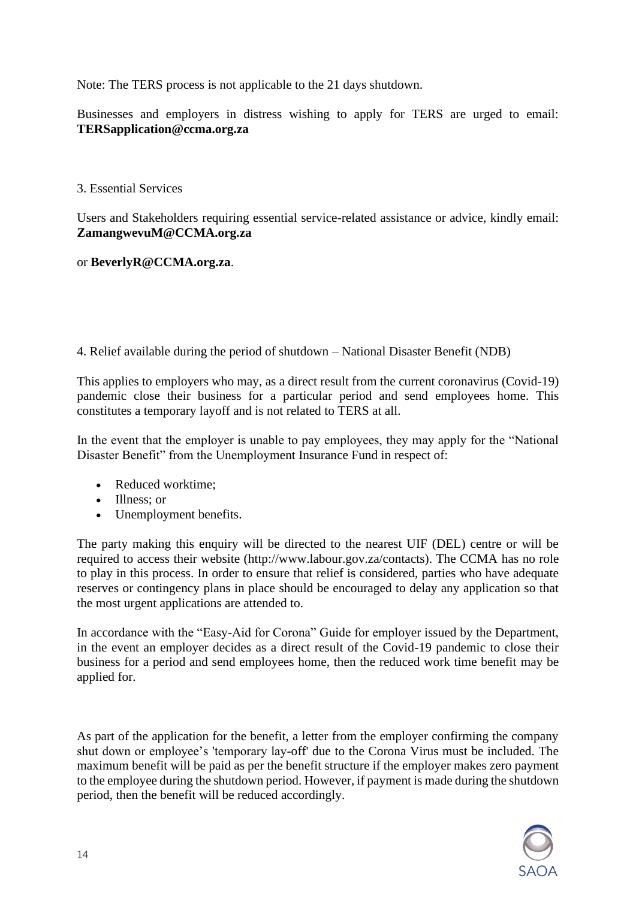Note: The TERS process is not applicable to the 21 days shutdown.

Businesses and employers in distress wishing to apply for TERS are urged to email: **TERSapplication@ccma.org.za**

3. Essential Services

Users and Stakeholders requiring essential service-related assistance or advice, kindly email: **ZamangwevuM@CCMA.org.za**

or **BeverlyR@CCMA.org.za**.

4. Relief available during the period of shutdown – National Disaster Benefit (NDB)

This applies to employers who may, as a direct result from the current coronavirus (Covid-19) pandemic close their business for a particular period and send employees home. This constitutes a temporary layoff and is not related to TERS at all.

In the event that the employer is unable to pay employees, they may apply for the "National Disaster Benefit" from the Unemployment Insurance Fund in respect of:

- Reduced worktime;
- Illness; or
- Unemployment benefits.

The party making this enquiry will be directed to the nearest UIF (DEL) centre or will be required to access their website (http://www.labour.gov.za/contacts). The CCMA has no role to play in this process. In order to ensure that relief is considered, parties who have adequate reserves or contingency plans in place should be encouraged to delay any application so that the most urgent applications are attended to.

In accordance with the "Easy-Aid for Corona" Guide for employer issued by the Department, in the event an employer decides as a direct result of the Covid-19 pandemic to close their business for a period and send employees home, then the reduced work time benefit may be applied for.

As part of the application for the benefit, a letter from the employer confirming the company shut down or employee's 'temporary lay-off' due to the Corona Virus must be included. The maximum benefit will be paid as per the benefit structure if the employer makes zero payment to the employee during the shutdown period. However, if payment is made during the shutdown period, then the benefit will be reduced accordingly.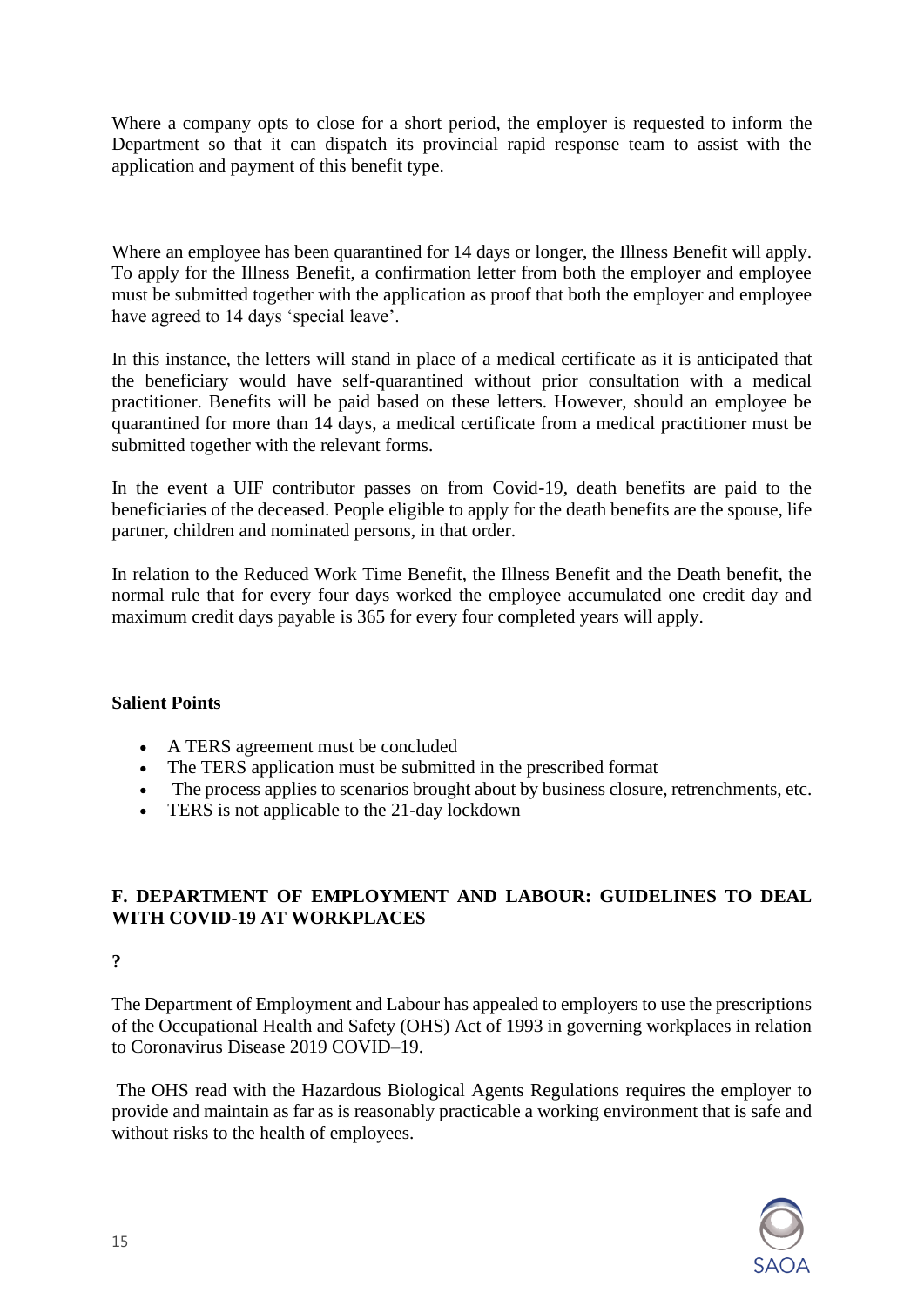Where a company opts to close for a short period, the employer is requested to inform the Department so that it can dispatch its provincial rapid response team to assist with the application and payment of this benefit type.

Where an employee has been quarantined for 14 days or longer, the Illness Benefit will apply. To apply for the Illness Benefit, a confirmation letter from both the employer and employee must be submitted together with the application as proof that both the employer and employee have agreed to 14 days 'special leave'.

In this instance, the letters will stand in place of a medical certificate as it is anticipated that the beneficiary would have self-quarantined without prior consultation with a medical practitioner. Benefits will be paid based on these letters. However, should an employee be quarantined for more than 14 days, a medical certificate from a medical practitioner must be submitted together with the relevant forms.

In the event a UIF contributor passes on from Covid-19, death benefits are paid to the beneficiaries of the deceased. People eligible to apply for the death benefits are the spouse, life partner, children and nominated persons, in that order.

In relation to the Reduced Work Time Benefit, the Illness Benefit and the Death benefit, the normal rule that for every four days worked the employee accumulated one credit day and maximum credit days payable is 365 for every four completed years will apply.

**Salient Points**

- A TERS agreement must be concluded
- The TERS application must be submitted in the prescribed format
- The process applies to scenarios brought about by business closure, retrenchments, etc.
- TERS is not applicable to the 21-day lockdown

## F. DEPARTMENT OF EMPLOYMENT AND LABOUR: GUIDELINES TO DEAL WITH COVID-19 AT WORKPLACES

**?**

The Department of Employment and Labour has appealed to employers to use the prescriptions of the Occupational Health and Safety (OHS) Act of 1993 in governing workplaces in relation to Coronavirus Disease 2019 COVID–19.

The OHS read with the Hazardous Biological Agents Regulations requires the employer to provide and maintain as far as is reasonably practicable a working environment that is safe and without risks to the health of employees.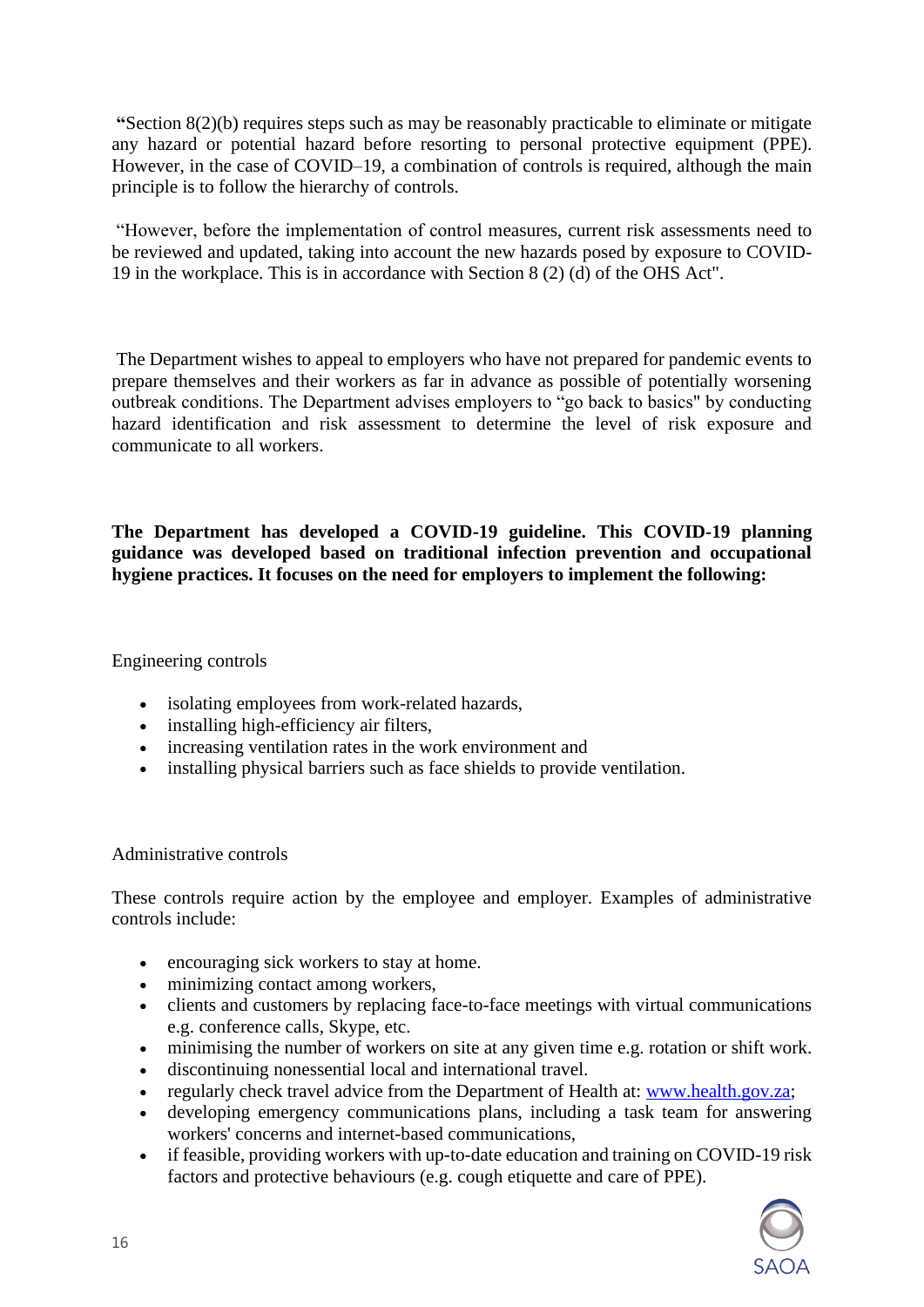**"**Section 8(2)(b) requires steps such as may be reasonably practicable to eliminate or mitigate any hazard or potential hazard before resorting to personal protective equipment (PPE). However, in the case of COVID–19, a combination of controls is required, although the main principle is to follow the hierarchy of controls.

"However, before the implementation of control measures, current risk assessments need to be reviewed and updated, taking into account the new hazards posed by exposure to COVID-19 in the workplace. This is in accordance with Section 8 (2) (d) of the OHS Act".

The Department wishes to appeal to employers who have not prepared for pandemic events to prepare themselves and their workers as far in advance as possible of potentially worsening outbreak conditions. The Department advises employers to "go back to basics" by conducting hazard identification and risk assessment to determine the level of risk exposure and communicate to all workers.

**The Department has developed a COVID-19 guideline. This COVID-19 planning guidance was developed based on traditional infection prevention and occupational hygiene practices. It focuses on the need for employers to implement the following:**

Engineering controls

- isolating employees from work-related hazards,
- installing high-efficiency air filters,
- increasing ventilation rates in the work environment and
- installing physical barriers such as face shields to provide ventilation.

Administrative controls

These controls require action by the employee and employer. Examples of administrative controls include:

- encouraging sick workers to stay at home.
- minimizing contact among workers,
- clients and customers by replacing face-to-face meetings with virtual communications e.g. conference calls, Skype, etc.
- minimising the number of workers on site at any given time e.g. rotation or shift work.
- discontinuing nonessential local and international travel.
- regularly check travel advice from the Department of Health at: www.health.gov.za;
- developing emergency communications plans, including a task team for answering workers' concerns and internet-based communications,
- if feasible, providing workers with up-to-date education and training on COVID-19 risk factors and protective behaviours (e.g. cough etiquette and care of PPE).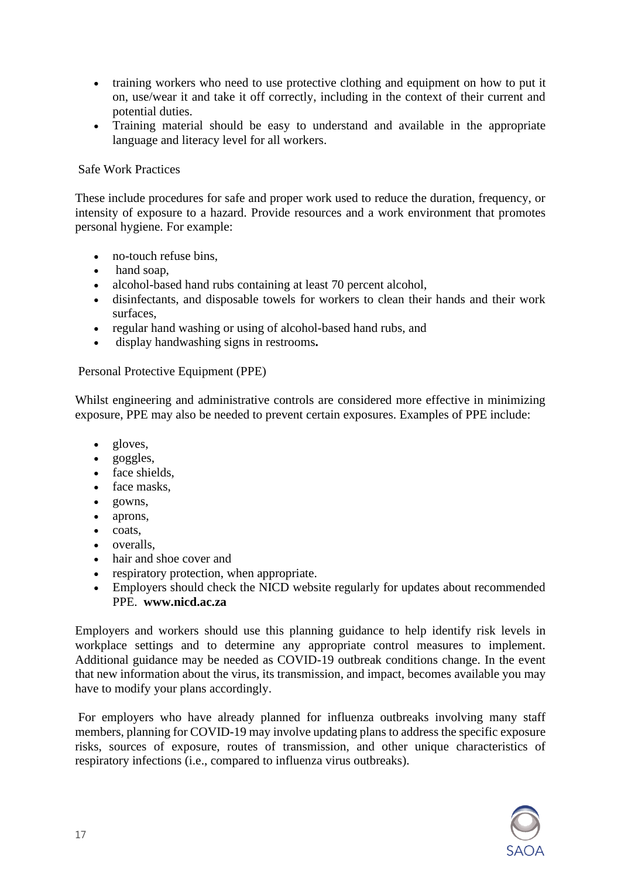- training workers who need to use protective clothing and equipment on how to put it on, use/wear it and take it off correctly, including in the context of their current and potential duties.
- Training material should be easy to understand and available in the appropriate language and literacy level for all workers.

Safe Work Practices

These include procedures for safe and proper work used to reduce the duration, frequency, or intensity of exposure to a hazard. Provide resources and a work environment that promotes personal hygiene. For example:

- no-touch refuse bins,
- hand soap,
- alcohol-based hand rubs containing at least 70 percent alcohol,
- disinfectants, and disposable towels for workers to clean their hands and their work surfaces,
- regular hand washing or using of alcohol-based hand rubs, and
- display handwashing signs in restrooms.

Personal Protective Equipment (PPE)

Whilst engineering and administrative controls are considered more effective in minimizing exposure, PPE may also be needed to prevent certain exposures. Examples of PPE include:

- gloves,
- goggles,
- face shields,
- face masks,
- gowns,
- aprons,
- coats,
- overalls,
- hair and shoe cover and
- respiratory protection, when appropriate.
- Employers should check the NICD website regularly for updates about recommended PPE. **www.nicd.ac.za**

Employers and workers should use this planning guidance to help identify risk levels in workplace settings and to determine any appropriate control measures to implement. Additional guidance may be needed as COVID-19 outbreak conditions change. In the event that new information about the virus, its transmission, and impact, becomes available you may have to modify your plans accordingly.

For employers who have already planned for influenza outbreaks involving many staff members, planning for COVID-19 may involve updating plans to address the specific exposure risks, sources of exposure, routes of transmission, and other unique characteristics of respiratory infections (i.e., compared to influenza virus outbreaks).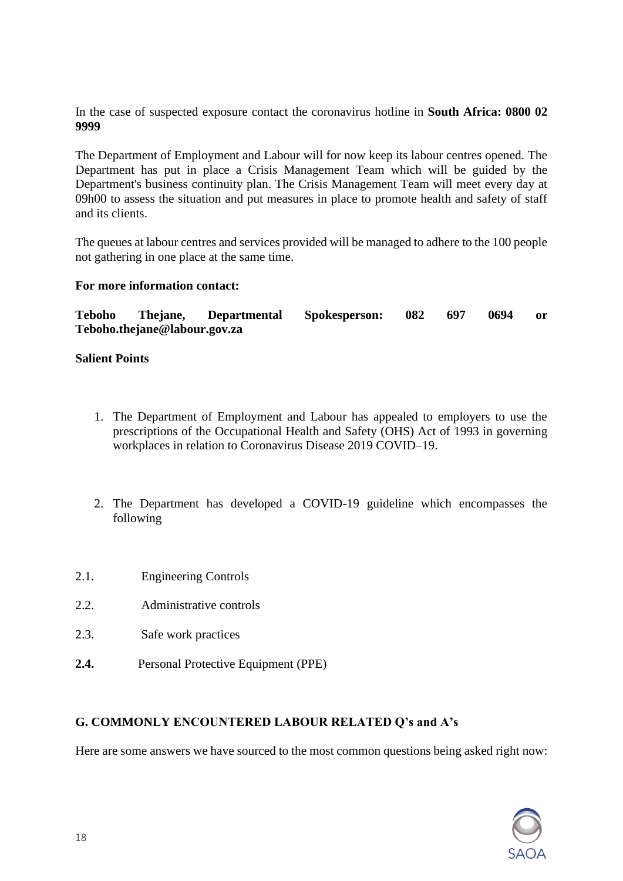In the case of suspected exposure contact the coronavirus hotline in **South Africa: 0800 02 9999**

The Department of Employment and Labour will for now keep its labour centres opened. The Department has put in place a Crisis Management Team which will be guided by the Department's business continuity plan. The Crisis Management Team will meet every day at 09h00 to assess the situation and put measures in place to promote health and safety of staff and its clients.

The queues at labour centres and services provided will be managed to adhere to the 100 people not gathering in one place at the same time.

**For more information contact:**

**Teboho Thejane, Departmental Spokesperson: 082 697 0694 or Teboho.thejane@labour.gov.za**

**Salient Points**

1. The Department of Employment and Labour has appealed to employers to use the prescriptions of the Occupational Health and Safety (OHS) Act of 1993 in governing workplaces in relation to Coronavirus Disease 2019 COVID–19.

2. The Department has developed a COVID-19 guideline which encompasses the following

2.1. Engineering Controls

2.2. Administrative controls

2.3. Safe work practices

**2.4.** Personal Protective Equipment (PPE)

## G. COMMONLY ENCOUNTERED LABOUR RELATED Q's and A's

Here are some answers we have sourced to the most common questions being asked right now: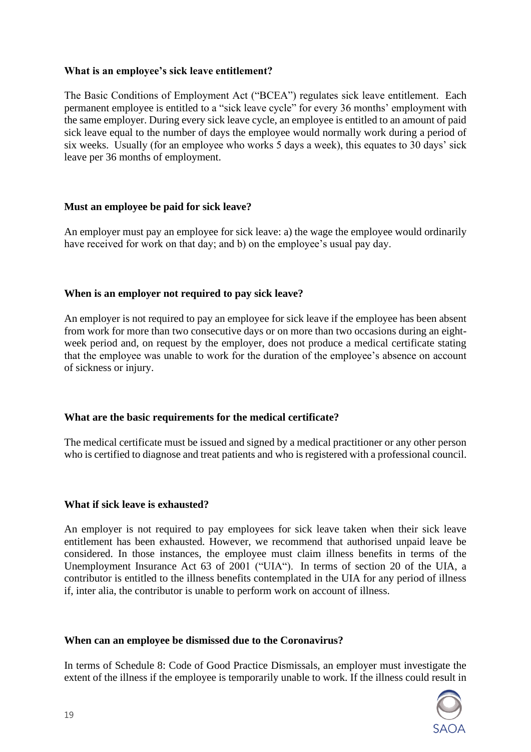**What is an employee's sick leave entitlement?**

The Basic Conditions of Employment Act ("BCEA") regulates sick leave entitlement. Each permanent employee is entitled to a "sick leave cycle" for every 36 months' employment with the same employer. During every sick leave cycle, an employee is entitled to an amount of paid sick leave equal to the number of days the employee would normally work during a period of six weeks. Usually (for an employee who works 5 days a week), this equates to 30 days' sick leave per 36 months of employment.

**Must an employee be paid for sick leave?**

An employer must pay an employee for sick leave: a) the wage the employee would ordinarily have received for work on that day; and b) on the employee's usual pay day.

**When is an employer not required to pay sick leave?**

An employer is not required to pay an employee for sick leave if the employee has been absent from work for more than two consecutive days or on more than two occasions during an eight-week period and, on request by the employer, does not produce a medical certificate stating that the employee was unable to work for the duration of the employee's absence on account of sickness or injury.

**What are the basic requirements for the medical certificate?**

The medical certificate must be issued and signed by a medical practitioner or any other person who is certified to diagnose and treat patients and who is registered with a professional council.

**What if sick leave is exhausted?**

An employer is not required to pay employees for sick leave taken when their sick leave entitlement has been exhausted. However, we recommend that authorised unpaid leave be considered. In those instances, the employee must claim illness benefits in terms of the Unemployment Insurance Act 63 of 2001 ("UIA"). In terms of section 20 of the UIA, a contributor is entitled to the illness benefits contemplated in the UIA for any period of illness if, inter alia, the contributor is unable to perform work on account of illness.

**When can an employee be dismissed due to the Coronavirus?**

In terms of Schedule 8: Code of Good Practice Dismissals, an employer must investigate the extent of the illness if the employee is temporarily unable to work. If the illness could result in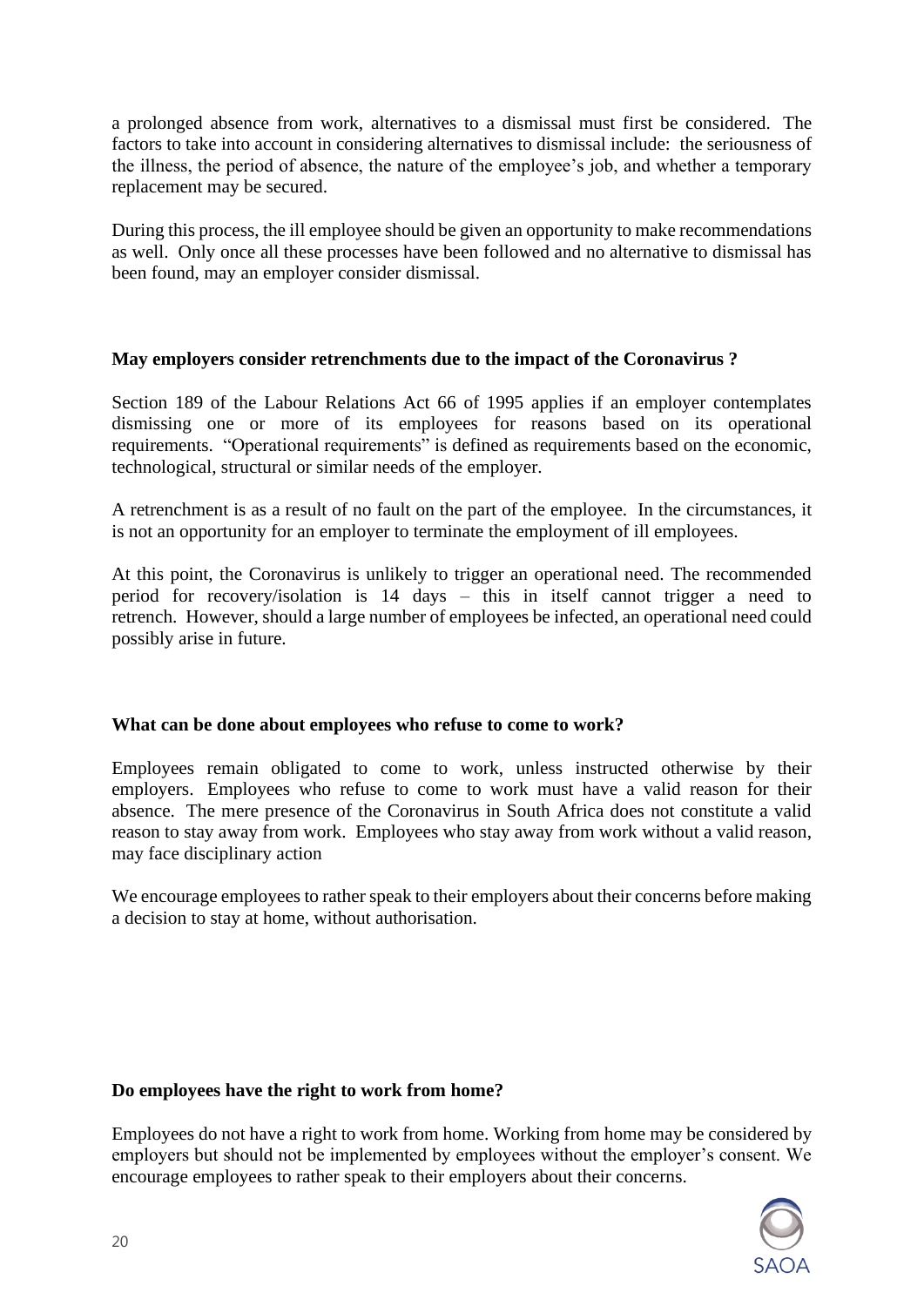a prolonged absence from work, alternatives to a dismissal must first be considered. The factors to take into account in considering alternatives to dismissal include: the seriousness of the illness, the period of absence, the nature of the employee's job, and whether a temporary replacement may be secured.

During this process, the ill employee should be given an opportunity to make recommendations as well. Only once all these processes have been followed and no alternative to dismissal has been found, may an employer consider dismissal.

**May employers consider retrenchments due to the impact of the Coronavirus ?**

Section 189 of the Labour Relations Act 66 of 1995 applies if an employer contemplates dismissing one or more of its employees for reasons based on its operational requirements. "Operational requirements" is defined as requirements based on the economic, technological, structural or similar needs of the employer.

A retrenchment is as a result of no fault on the part of the employee. In the circumstances, it is not an opportunity for an employer to terminate the employment of ill employees.

At this point, the Coronavirus is unlikely to trigger an operational need. The recommended period for recovery/isolation is 14 days – this in itself cannot trigger a need to retrench. However, should a large number of employees be infected, an operational need could possibly arise in future.

**What can be done about employees who refuse to come to work?**

Employees remain obligated to come to work, unless instructed otherwise by their employers. Employees who refuse to come to work must have a valid reason for their absence. The mere presence of the Coronavirus in South Africa does not constitute a valid reason to stay away from work. Employees who stay away from work without a valid reason, may face disciplinary action

We encourage employees to rather speak to their employers about their concerns before making a decision to stay at home, without authorisation.

**Do employees have the right to work from home?**

Employees do not have a right to work from home. Working from home may be considered by employers but should not be implemented by employees without the employer's consent. We encourage employees to rather speak to their employers about their concerns.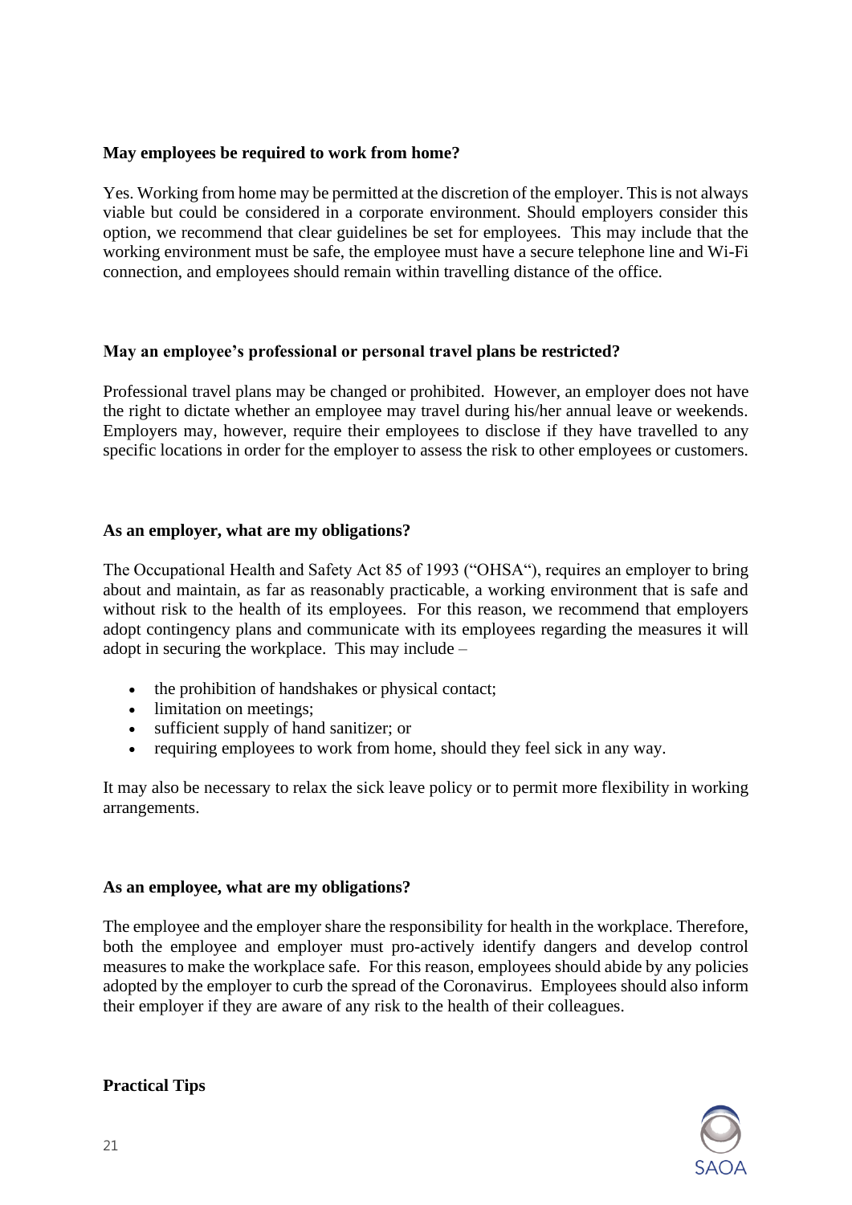**May employees be required to work from home?**

Yes. Working from home may be permitted at the discretion of the employer. This is not always viable but could be considered in a corporate environment. Should employers consider this option, we recommend that clear guidelines be set for employees. This may include that the working environment must be safe, the employee must have a secure telephone line and Wi-Fi connection, and employees should remain within travelling distance of the office.

**May an employee's professional or personal travel plans be restricted?**

Professional travel plans may be changed or prohibited. However, an employer does not have the right to dictate whether an employee may travel during his/her annual leave or weekends. Employers may, however, require their employees to disclose if they have travelled to any specific locations in order for the employer to assess the risk to other employees or customers.

**As an employer, what are my obligations?**

The Occupational Health and Safety Act 85 of 1993 ("OHSA"), requires an employer to bring about and maintain, as far as reasonably practicable, a working environment that is safe and without risk to the health of its employees. For this reason, we recommend that employers adopt contingency plans and communicate with its employees regarding the measures it will adopt in securing the workplace. This may include –

- the prohibition of handshakes or physical contact;
- limitation on meetings;
- sufficient supply of hand sanitizer; or
- requiring employees to work from home, should they feel sick in any way.

It may also be necessary to relax the sick leave policy or to permit more flexibility in working arrangements.

**As an employee, what are my obligations?**

The employee and the employer share the responsibility for health in the workplace. Therefore, both the employee and employer must pro-actively identify dangers and develop control measures to make the workplace safe. For this reason, employees should abide by any policies adopted by the employer to curb the spread of the Coronavirus. Employees should also inform their employer if they are aware of any risk to the health of their colleagues.

**Practical Tips**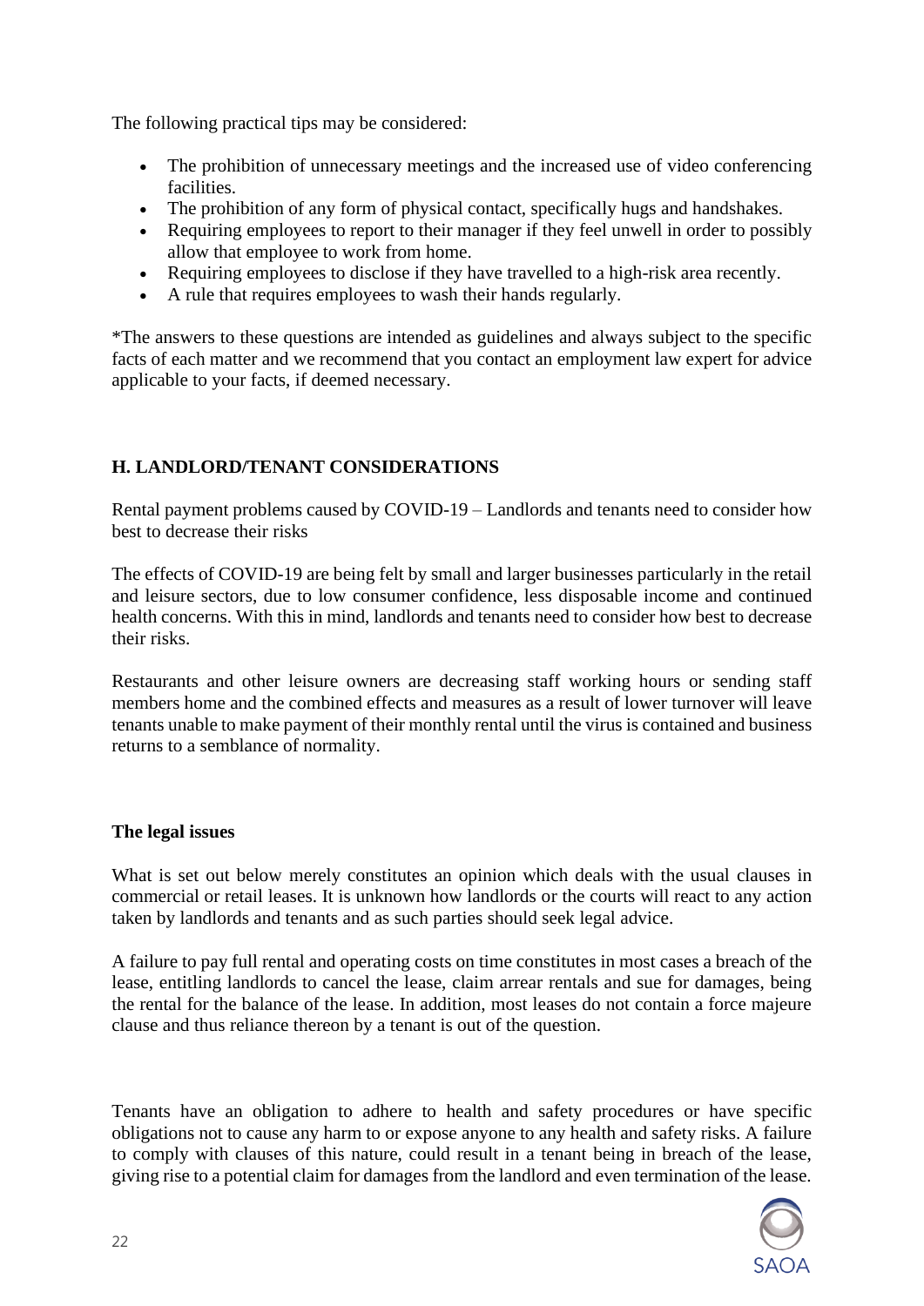The following practical tips may be considered:

- The prohibition of unnecessary meetings and the increased use of video conferencing facilities.
- The prohibition of any form of physical contact, specifically hugs and handshakes.
- Requiring employees to report to their manager if they feel unwell in order to possibly allow that employee to work from home.
- Requiring employees to disclose if they have travelled to a high-risk area recently.
- A rule that requires employees to wash their hands regularly.

*The answers to these questions are intended as guidelines and always subject to the specific facts of each matter and we recommend that you contact an employment law expert for advice applicable to your facts, if deemed necessary.

## H. LANDLORD/TENANT CONSIDERATIONS

Rental payment problems caused by COVID-19 – Landlords and tenants need to consider how best to decrease their risks

The effects of COVID-19 are being felt by small and larger businesses particularly in the retail and leisure sectors, due to low consumer confidence, less disposable income and continued health concerns. With this in mind, landlords and tenants need to consider how best to decrease their risks.

Restaurants and other leisure owners are decreasing staff working hours or sending staff members home and the combined effects and measures as a result of lower turnover will leave tenants unable to make payment of their monthly rental until the virus is contained and business returns to a semblance of normality.

### The legal issues

What is set out below merely constitutes an opinion which deals with the usual clauses in commercial or retail leases. It is unknown how landlords or the courts will react to any action taken by landlords and tenants and as such parties should seek legal advice.

A failure to pay full rental and operating costs on time constitutes in most cases a breach of the lease, entitling landlords to cancel the lease, claim arrear rentals and sue for damages, being the rental for the balance of the lease. In addition, most leases do not contain a force majeure clause and thus reliance thereon by a tenant is out of the question.

Tenants have an obligation to adhere to health and safety procedures or have specific obligations not to cause any harm to or expose anyone to any health and safety risks. A failure to comply with clauses of this nature, could result in a tenant being in breach of the lease, giving rise to a potential claim for damages from the landlord and even termination of the lease.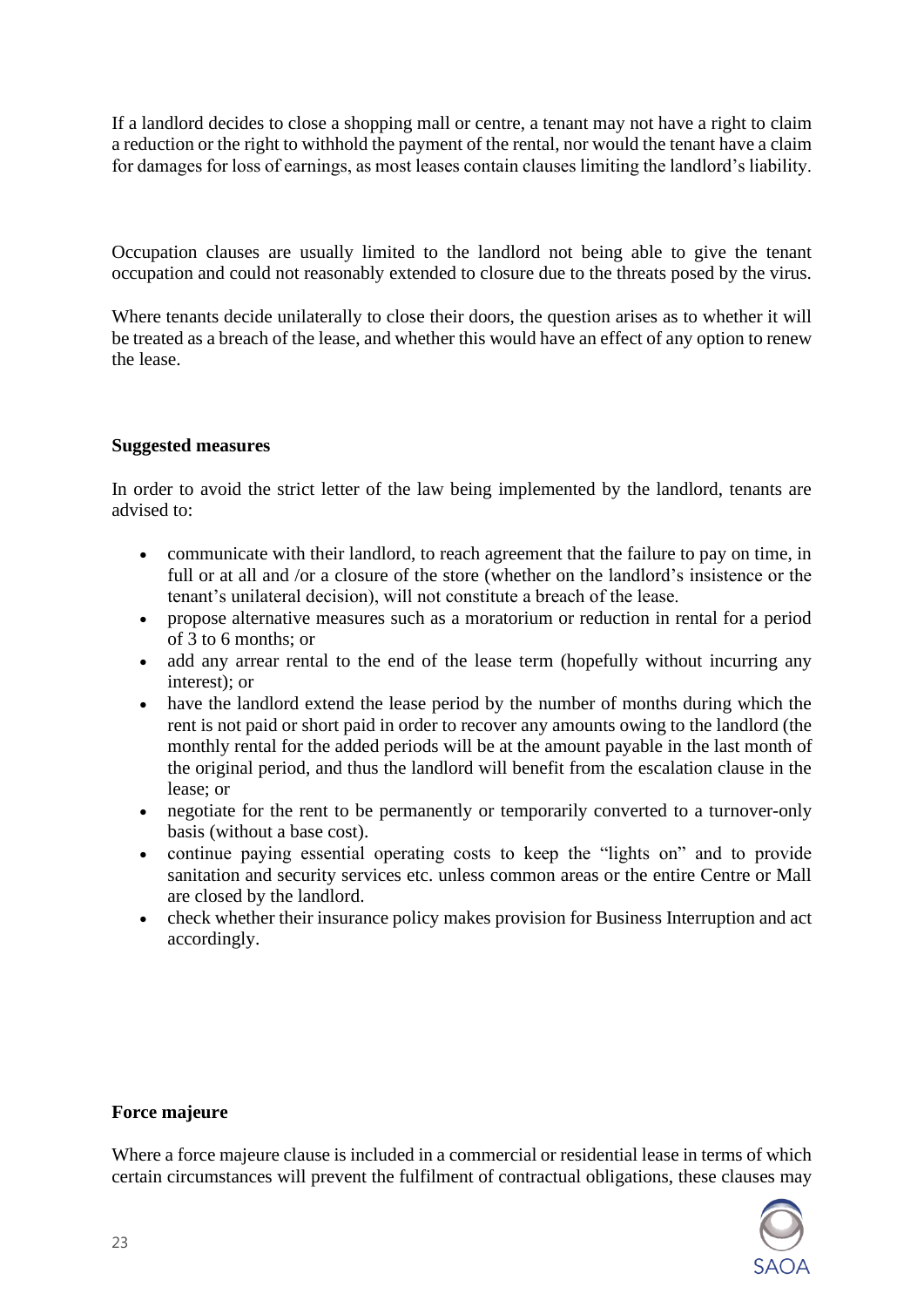If a landlord decides to close a shopping mall or centre, a tenant may not have a right to claim a reduction or the right to withhold the payment of the rental, nor would the tenant have a claim for damages for loss of earnings, as most leases contain clauses limiting the landlord's liability.

Occupation clauses are usually limited to the landlord not being able to give the tenant occupation and could not reasonably extended to closure due to the threats posed by the virus.

Where tenants decide unilaterally to close their doors, the question arises as to whether it will be treated as a breach of the lease, and whether this would have an effect of any option to renew the lease.

**Suggested measures**

In order to avoid the strict letter of the law being implemented by the landlord, tenants are advised to:

- communicate with their landlord, to reach agreement that the failure to pay on time, in full or at all and /or a closure of the store (whether on the landlord's insistence or the tenant's unilateral decision), will not constitute a breach of the lease.
- propose alternative measures such as a moratorium or reduction in rental for a period of 3 to 6 months; or
- add any arrear rental to the end of the lease term (hopefully without incurring any interest); or
- have the landlord extend the lease period by the number of months during which the rent is not paid or short paid in order to recover any amounts owing to the landlord (the monthly rental for the added periods will be at the amount payable in the last month of the original period, and thus the landlord will benefit from the escalation clause in the lease; or
- negotiate for the rent to be permanently or temporarily converted to a turnover-only basis (without a base cost).
- continue paying essential operating costs to keep the "lights on" and to provide sanitation and security services etc. unless common areas or the entire Centre or Mall are closed by the landlord.
- check whether their insurance policy makes provision for Business Interruption and act accordingly.

**Force majeure**

Where a force majeure clause is included in a commercial or residential lease in terms of which certain circumstances will prevent the fulfilment of contractual obligations, these clauses may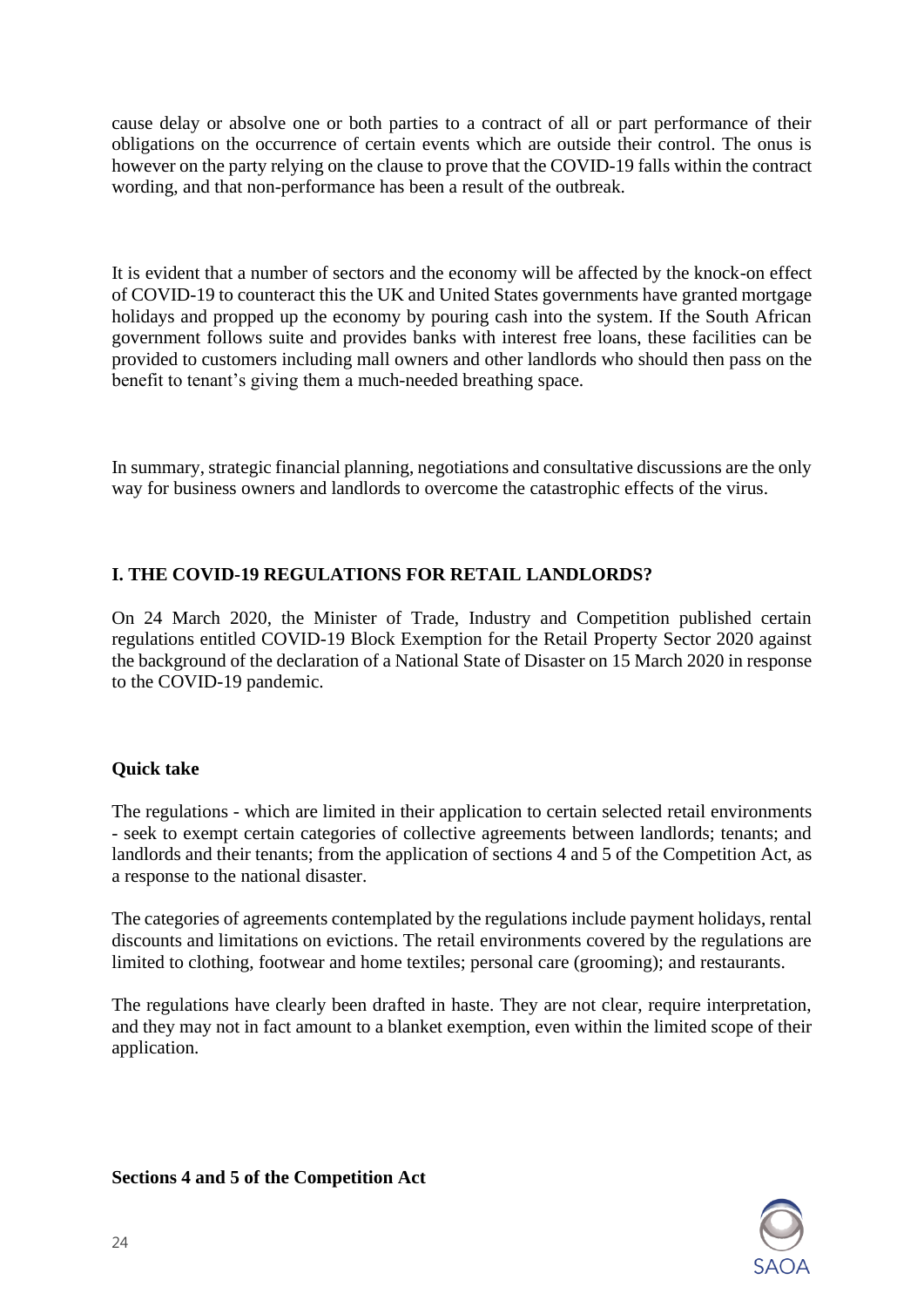cause delay or absolve one or both parties to a contract of all or part performance of their obligations on the occurrence of certain events which are outside their control. The onus is however on the party relying on the clause to prove that the COVID-19 falls within the contract wording, and that non-performance has been a result of the outbreak.

It is evident that a number of sectors and the economy will be affected by the knock-on effect of COVID-19 to counteract this the UK and United States governments have granted mortgage holidays and propped up the economy by pouring cash into the system. If the South African government follows suite and provides banks with interest free loans, these facilities can be provided to customers including mall owners and other landlords who should then pass on the benefit to tenant's giving them a much-needed breathing space.

In summary, strategic financial planning, negotiations and consultative discussions are the only way for business owners and landlords to overcome the catastrophic effects of the virus.

## I. THE COVID-19 REGULATIONS FOR RETAIL LANDLORDS?

On 24 March 2020, the Minister of Trade, Industry and Competition published certain regulations entitled COVID-19 Block Exemption for the Retail Property Sector 2020 against the background of the declaration of a National State of Disaster on 15 March 2020 in response to the COVID-19 pandemic.

### Quick take

The regulations - which are limited in their application to certain selected retail environments - seek to exempt certain categories of collective agreements between landlords; tenants; and landlords and their tenants; from the application of sections 4 and 5 of the Competition Act, as a response to the national disaster.

The categories of agreements contemplated by the regulations include payment holidays, rental discounts and limitations on evictions. The retail environments covered by the regulations are limited to clothing, footwear and home textiles; personal care (grooming); and restaurants.

The regulations have clearly been drafted in haste. They are not clear, require interpretation, and they may not in fact amount to a blanket exemption, even within the limited scope of their application.

### Sections 4 and 5 of the Competition Act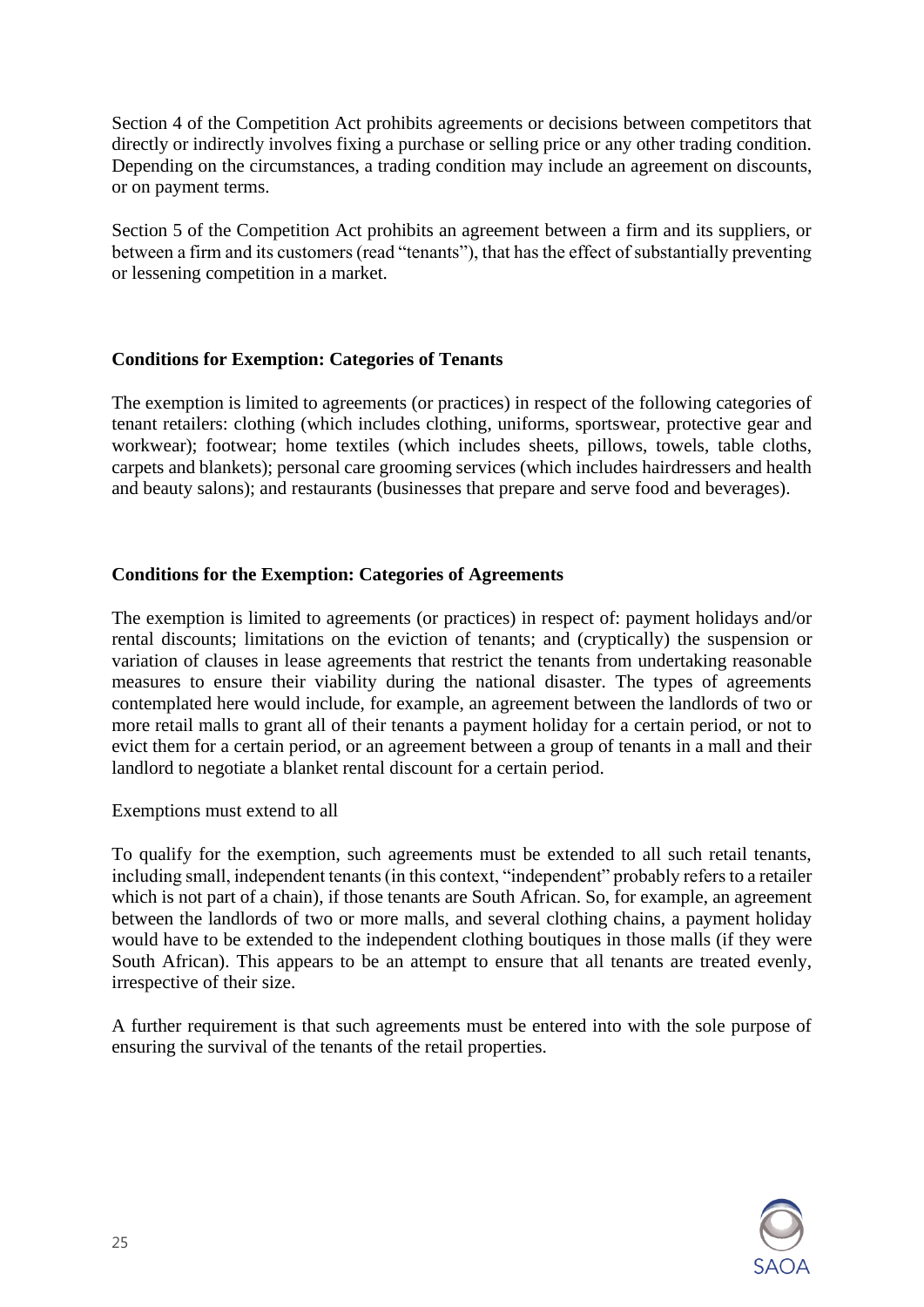Section 4 of the Competition Act prohibits agreements or decisions between competitors that directly or indirectly involves fixing a purchase or selling price or any other trading condition. Depending on the circumstances, a trading condition may include an agreement on discounts, or on payment terms.

Section 5 of the Competition Act prohibits an agreement between a firm and its suppliers, or between a firm and its customers (read "tenants"), that has the effect of substantially preventing or lessening competition in a market.

**Conditions for Exemption: Categories of Tenants**

The exemption is limited to agreements (or practices) in respect of the following categories of tenant retailers: clothing (which includes clothing, uniforms, sportswear, protective gear and workwear); footwear; home textiles (which includes sheets, pillows, towels, table cloths, carpets and blankets); personal care grooming services (which includes hairdressers and health and beauty salons); and restaurants (businesses that prepare and serve food and beverages).

**Conditions for the Exemption: Categories of Agreements**

The exemption is limited to agreements (or practices) in respect of: payment holidays and/or rental discounts; limitations on the eviction of tenants; and (cryptically) the suspension or variation of clauses in lease agreements that restrict the tenants from undertaking reasonable measures to ensure their viability during the national disaster. The types of agreements contemplated here would include, for example, an agreement between the landlords of two or more retail malls to grant all of their tenants a payment holiday for a certain period, or not to evict them for a certain period, or an agreement between a group of tenants in a mall and their landlord to negotiate a blanket rental discount for a certain period.

Exemptions must extend to all

To qualify for the exemption, such agreements must be extended to all such retail tenants, including small, independent tenants (in this context, "independent" probably refers to a retailer which is not part of a chain), if those tenants are South African. So, for example, an agreement between the landlords of two or more malls, and several clothing chains, a payment holiday would have to be extended to the independent clothing boutiques in those malls (if they were South African). This appears to be an attempt to ensure that all tenants are treated evenly, irrespective of their size.

A further requirement is that such agreements must be entered into with the sole purpose of ensuring the survival of the tenants of the retail properties.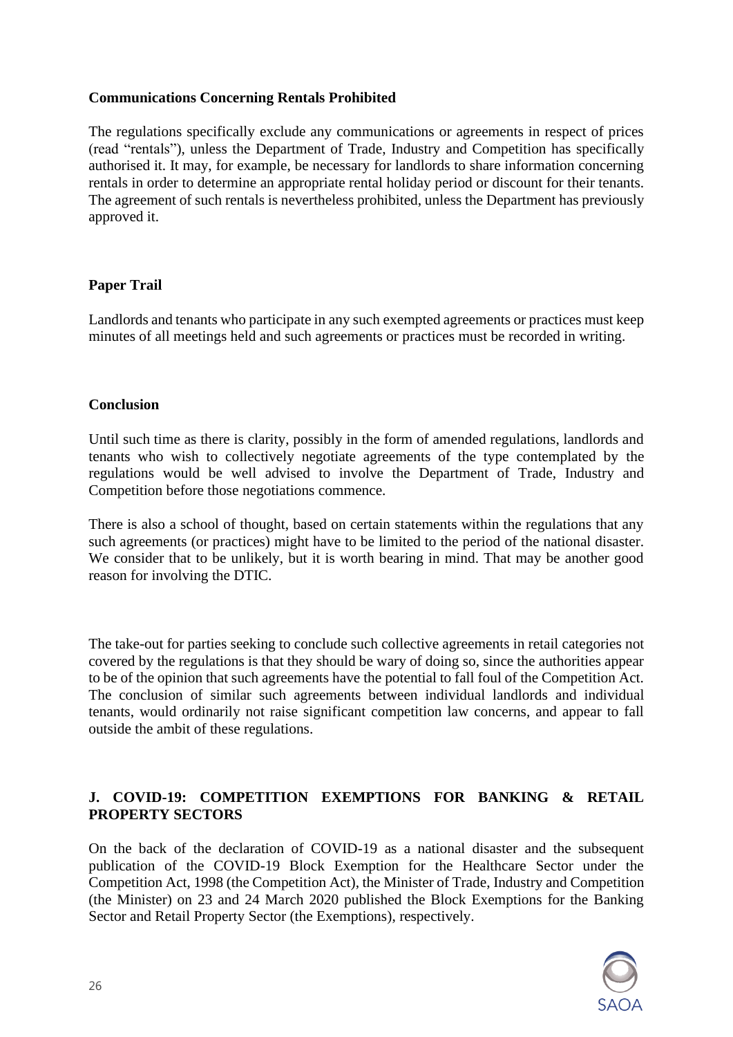**Communications Concerning Rentals Prohibited**

The regulations specifically exclude any communications or agreements in respect of prices (read "rentals"), unless the Department of Trade, Industry and Competition has specifically authorised it. It may, for example, be necessary for landlords to share information concerning rentals in order to determine an appropriate rental holiday period or discount for their tenants. The agreement of such rentals is nevertheless prohibited, unless the Department has previously approved it.

**Paper Trail**

Landlords and tenants who participate in any such exempted agreements or practices must keep minutes of all meetings held and such agreements or practices must be recorded in writing.

**Conclusion**

Until such time as there is clarity, possibly in the form of amended regulations, landlords and tenants who wish to collectively negotiate agreements of the type contemplated by the regulations would be well advised to involve the Department of Trade, Industry and Competition before those negotiations commence.

There is also a school of thought, based on certain statements within the regulations that any such agreements (or practices) might have to be limited to the period of the national disaster. We consider that to be unlikely, but it is worth bearing in mind. That may be another good reason for involving the DTIC.

The take-out for parties seeking to conclude such collective agreements in retail categories not covered by the regulations is that they should be wary of doing so, since the authorities appear to be of the opinion that such agreements have the potential to fall foul of the Competition Act. The conclusion of similar such agreements between individual landlords and individual tenants, would ordinarily not raise significant competition law concerns, and appear to fall outside the ambit of these regulations.

## J. COVID-19: COMPETITION EXEMPTIONS FOR BANKING & RETAIL PROPERTY SECTORS

On the back of the declaration of COVID-19 as a national disaster and the subsequent publication of the COVID-19 Block Exemption for the Healthcare Sector under the Competition Act, 1998 (the Competition Act), the Minister of Trade, Industry and Competition (the Minister) on 23 and 24 March 2020 published the Block Exemptions for the Banking Sector and Retail Property Sector (the Exemptions), respectively.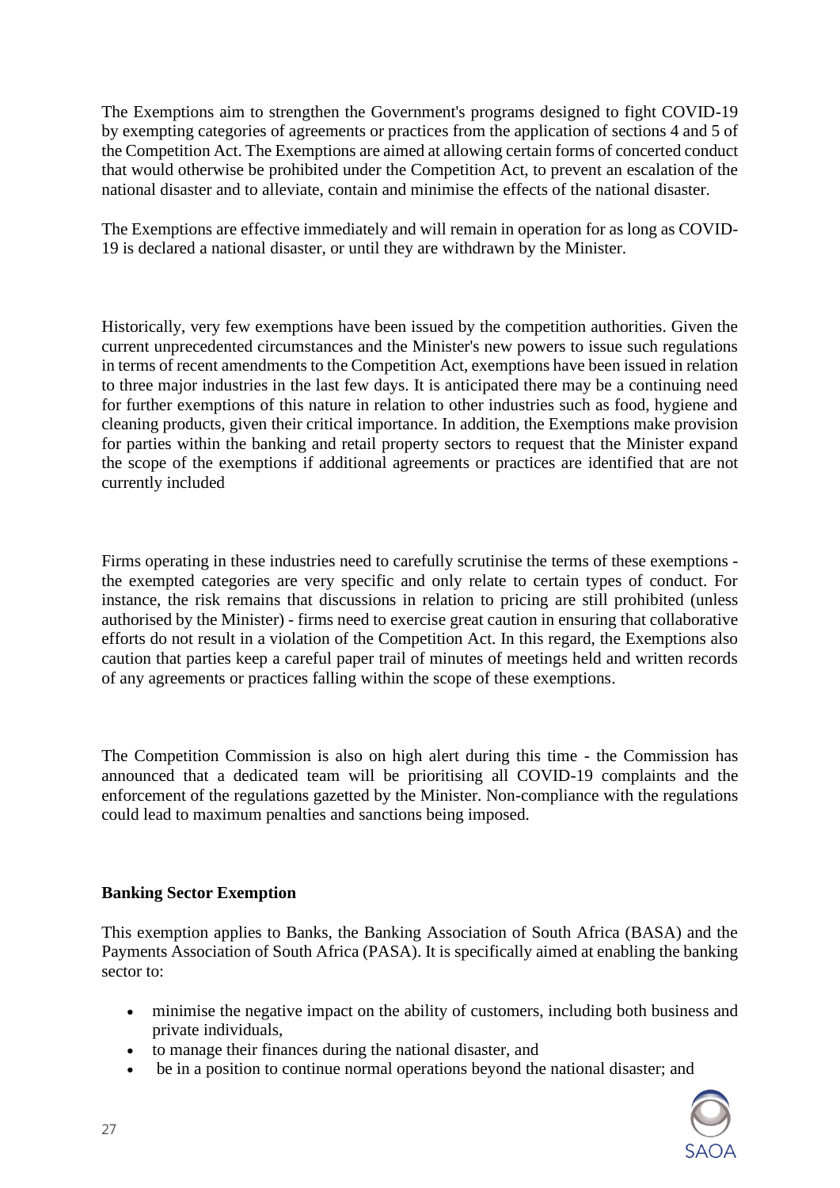The Exemptions aim to strengthen the Government's programs designed to fight COVID-19 by exempting categories of agreements or practices from the application of sections 4 and 5 of the Competition Act. The Exemptions are aimed at allowing certain forms of concerted conduct that would otherwise be prohibited under the Competition Act, to prevent an escalation of the national disaster and to alleviate, contain and minimise the effects of the national disaster.

The Exemptions are effective immediately and will remain in operation for as long as COVID-19 is declared a national disaster, or until they are withdrawn by the Minister.

Historically, very few exemptions have been issued by the competition authorities. Given the current unprecedented circumstances and the Minister's new powers to issue such regulations in terms of recent amendments to the Competition Act, exemptions have been issued in relation to three major industries in the last few days. It is anticipated there may be a continuing need for further exemptions of this nature in relation to other industries such as food, hygiene and cleaning products, given their critical importance. In addition, the Exemptions make provision for parties within the banking and retail property sectors to request that the Minister expand the scope of the exemptions if additional agreements or practices are identified that are not currently included

Firms operating in these industries need to carefully scrutinise the terms of these exemptions - the exempted categories are very specific and only relate to certain types of conduct. For instance, the risk remains that discussions in relation to pricing are still prohibited (unless authorised by the Minister) - firms need to exercise great caution in ensuring that collaborative efforts do not result in a violation of the Competition Act. In this regard, the Exemptions also caution that parties keep a careful paper trail of minutes of meetings held and written records of any agreements or practices falling within the scope of these exemptions.

The Competition Commission is also on high alert during this time - the Commission has announced that a dedicated team will be prioritising all COVID-19 complaints and the enforcement of the regulations gazetted by the Minister. Non-compliance with the regulations could lead to maximum penalties and sanctions being imposed.

**Banking Sector Exemption**

This exemption applies to Banks, the Banking Association of South Africa (BASA) and the Payments Association of South Africa (PASA). It is specifically aimed at enabling the banking sector to:

- minimise the negative impact on the ability of customers, including both business and private individuals,
- to manage their finances during the national disaster, and
- be in a position to continue normal operations beyond the national disaster; and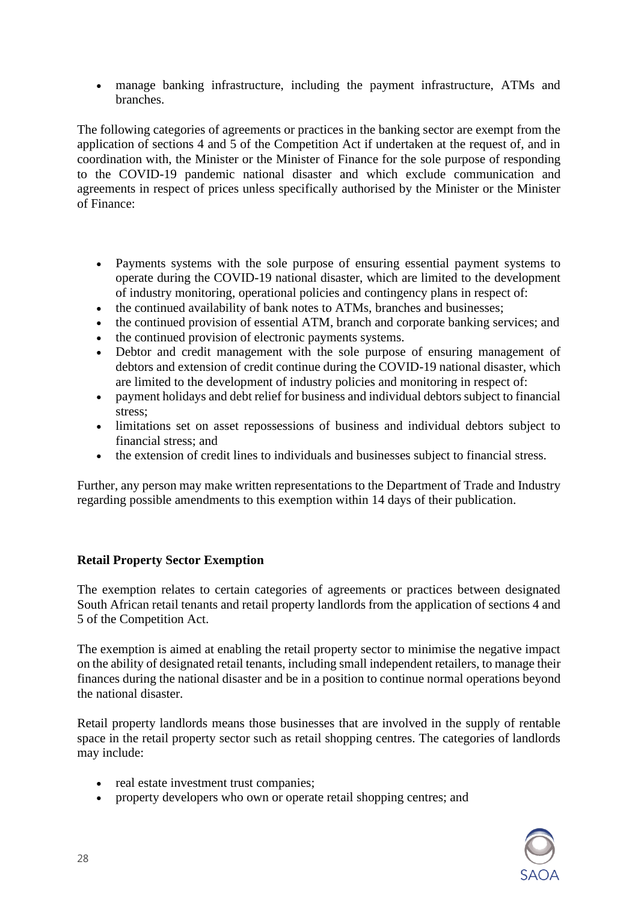- manage banking infrastructure, including the payment infrastructure, ATMs and branches.

The following categories of agreements or practices in the banking sector are exempt from the application of sections 4 and 5 of the Competition Act if undertaken at the request of, and in coordination with, the Minister or the Minister of Finance for the sole purpose of responding to the COVID-19 pandemic national disaster and which exclude communication and agreements in respect of prices unless specifically authorised by the Minister or the Minister of Finance:

- Payments systems with the sole purpose of ensuring essential payment systems to operate during the COVID-19 national disaster, which are limited to the development of industry monitoring, operational policies and contingency plans in respect of:
- the continued availability of bank notes to ATMs, branches and businesses;
- the continued provision of essential ATM, branch and corporate banking services; and
- the continued provision of electronic payments systems.
- Debtor and credit management with the sole purpose of ensuring management of debtors and extension of credit continue during the COVID-19 national disaster, which are limited to the development of industry policies and monitoring in respect of:
- payment holidays and debt relief for business and individual debtors subject to financial stress;
- limitations set on asset repossessions of business and individual debtors subject to financial stress; and
- the extension of credit lines to individuals and businesses subject to financial stress.

Further, any person may make written representations to the Department of Trade and Industry regarding possible amendments to this exemption within 14 days of their publication.

**Retail Property Sector Exemption**

The exemption relates to certain categories of agreements or practices between designated South African retail tenants and retail property landlords from the application of sections 4 and 5 of the Competition Act.

The exemption is aimed at enabling the retail property sector to minimise the negative impact on the ability of designated retail tenants, including small independent retailers, to manage their finances during the national disaster and be in a position to continue normal operations beyond the national disaster.

Retail property landlords means those businesses that are involved in the supply of rentable space in the retail property sector such as retail shopping centres. The categories of landlords may include:

- real estate investment trust companies;
- property developers who own or operate retail shopping centres; and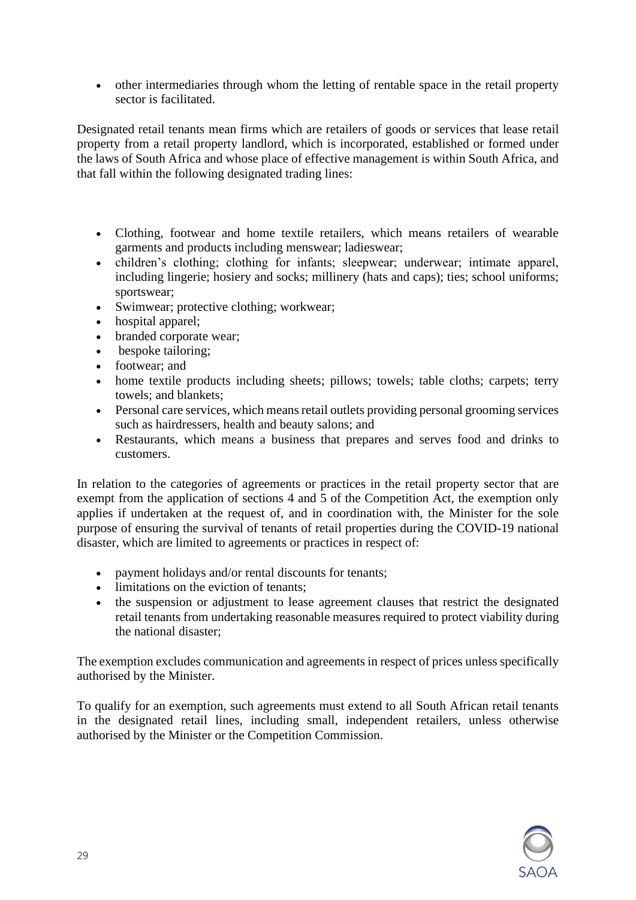- other intermediaries through whom the letting of rentable space in the retail property sector is facilitated.

Designated retail tenants mean firms which are retailers of goods or services that lease retail property from a retail property landlord, which is incorporated, established or formed under the laws of South Africa and whose place of effective management is within South Africa, and that fall within the following designated trading lines:

- Clothing, footwear and home textile retailers, which means retailers of wearable garments and products including menswear; ladieswear;
- children's clothing; clothing for infants; sleepwear; underwear; intimate apparel, including lingerie; hosiery and socks; millinery (hats and caps); ties; school uniforms; sportswear;
- Swimwear; protective clothing; workwear;
- hospital apparel;
- branded corporate wear;
- bespoke tailoring;
- footwear; and
- home textile products including sheets; pillows; towels; table cloths; carpets; terry towels; and blankets;
- Personal care services, which means retail outlets providing personal grooming services such as hairdressers, health and beauty salons; and
- Restaurants, which means a business that prepares and serves food and drinks to customers.

In relation to the categories of agreements or practices in the retail property sector that are exempt from the application of sections 4 and 5 of the Competition Act, the exemption only applies if undertaken at the request of, and in coordination with, the Minister for the sole purpose of ensuring the survival of tenants of retail properties during the COVID-19 national disaster, which are limited to agreements or practices in respect of:

- payment holidays and/or rental discounts for tenants;
- limitations on the eviction of tenants;
- the suspension or adjustment to lease agreement clauses that restrict the designated retail tenants from undertaking reasonable measures required to protect viability during the national disaster;

The exemption excludes communication and agreements in respect of prices unless specifically authorised by the Minister.

To qualify for an exemption, such agreements must extend to all South African retail tenants in the designated retail lines, including small, independent retailers, unless otherwise authorised by the Minister or the Competition Commission.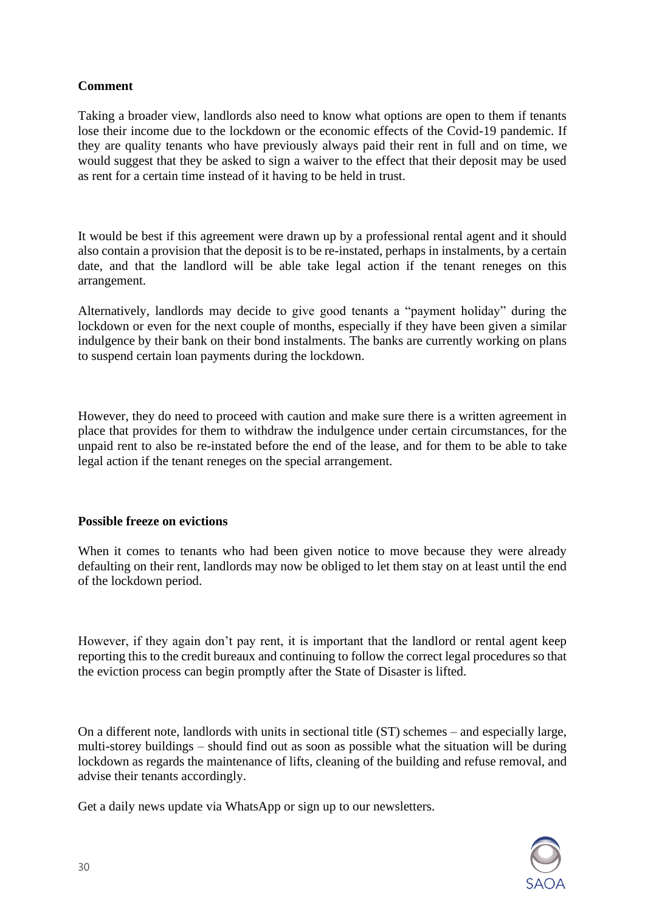**Comment**

Taking a broader view, landlords also need to know what options are open to them if tenants lose their income due to the lockdown or the economic effects of the Covid-19 pandemic. If they are quality tenants who have previously always paid their rent in full and on time, we would suggest that they be asked to sign a waiver to the effect that their deposit may be used as rent for a certain time instead of it having to be held in trust.

It would be best if this agreement were drawn up by a professional rental agent and it should also contain a provision that the deposit is to be re-instated, perhaps in instalments, by a certain date, and that the landlord will be able take legal action if the tenant reneges on this arrangement.

Alternatively, landlords may decide to give good tenants a "payment holiday" during the lockdown or even for the next couple of months, especially if they have been given a similar indulgence by their bank on their bond instalments. The banks are currently working on plans to suspend certain loan payments during the lockdown.

However, they do need to proceed with caution and make sure there is a written agreement in place that provides for them to withdraw the indulgence under certain circumstances, for the unpaid rent to also be re-instated before the end of the lease, and for them to be able to take legal action if the tenant reneges on the special arrangement.

**Possible freeze on evictions**

When it comes to tenants who had been given notice to move because they were already defaulting on their rent, landlords may now be obliged to let them stay on at least until the end of the lockdown period.

However, if they again don't pay rent, it is important that the landlord or rental agent keep reporting this to the credit bureaux and continuing to follow the correct legal procedures so that the eviction process can begin promptly after the State of Disaster is lifted.

On a different note, landlords with units in sectional title (ST) schemes – and especially large, multi-storey buildings – should find out as soon as possible what the situation will be during lockdown as regards the maintenance of lifts, cleaning of the building and refuse removal, and advise their tenants accordingly.

Get a daily news update via WhatsApp or sign up to our newsletters.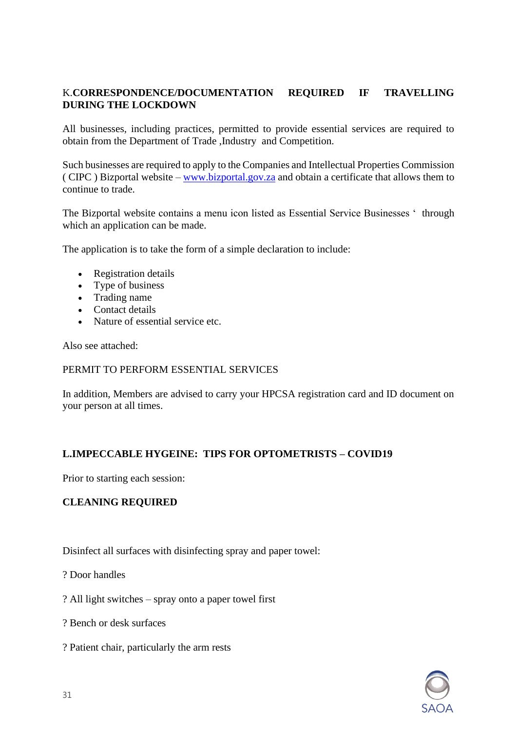## K.CORRESPONDENCE/DOCUMENTATION REQUIRED IF TRAVELLING DURING THE LOCKDOWN

All businesses, including practices, permitted to provide essential services are required to obtain from the Department of Trade ,Industry and Competition.

Such businesses are required to apply to the Companies and Intellectual Properties Commission ( CIPC ) Bizportal website – www.bizportal.gov.za and obtain a certificate that allows them to continue to trade.

The Bizportal website contains a menu icon listed as Essential Service Businesses ‘ through which an application can be made.

The application is to take the form of a simple declaration to include:

- Registration details
- Type of business
- Trading name
- Contact details
- Nature of essential service etc.

Also see attached:

PERMIT TO PERFORM ESSENTIAL SERVICES

In addition, Members are advised to carry your HPCSA registration card and ID document on your person at all times.

## L.IMPECCABLE HYGEINE: TIPS FOR OPTOMETRISTS – COVID19

Prior to starting each session:

**CLEANING REQUIRED**

Disinfect all surfaces with disinfecting spray and paper towel:

? Door handles

? All light switches – spray onto a paper towel first

? Bench or desk surfaces

? Patient chair, particularly the arm rests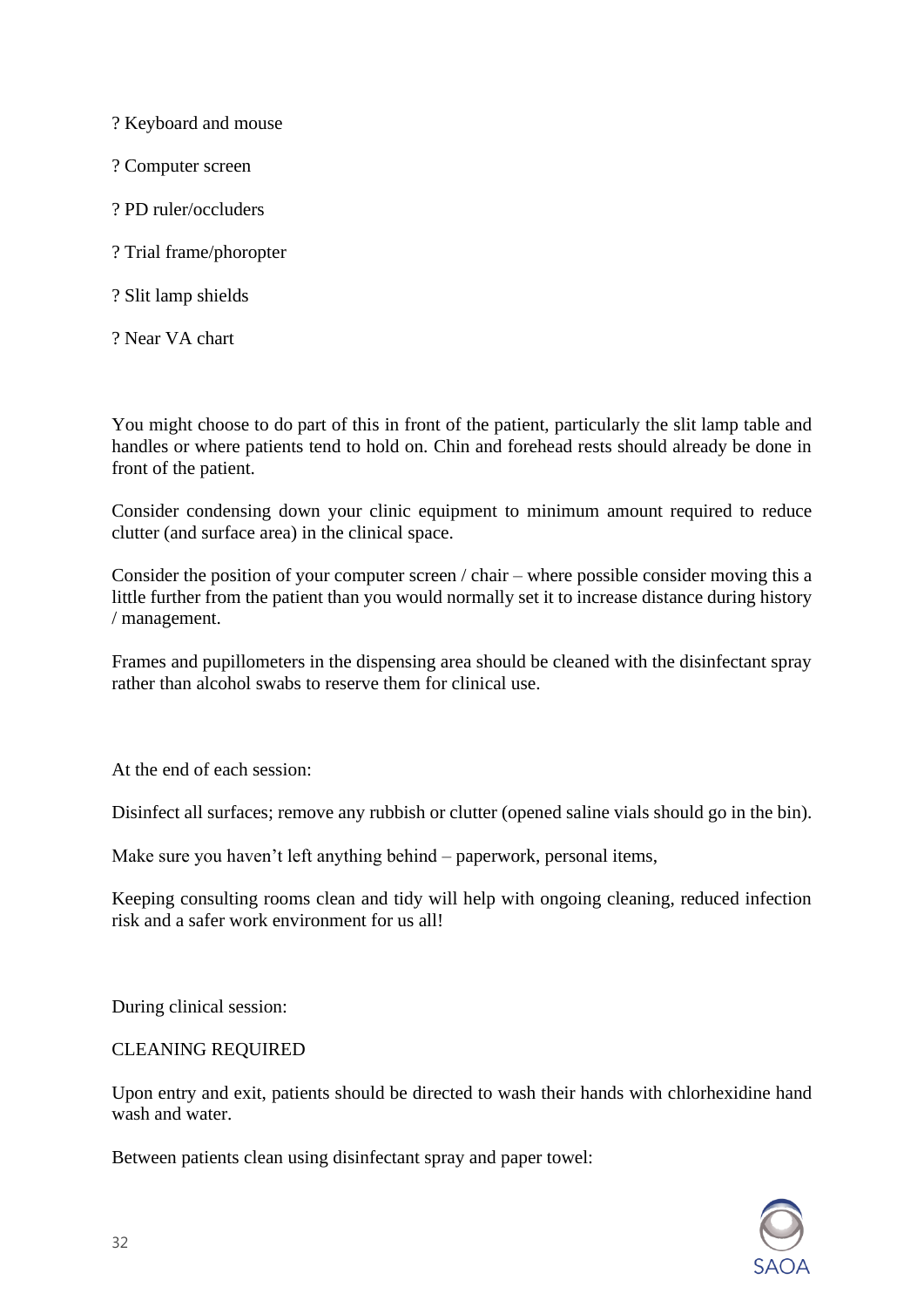? Keyboard and mouse

? Computer screen

? PD ruler/occluders

? Trial frame/phoropter

? Slit lamp shields

? Near VA chart

You might choose to do part of this in front of the patient, particularly the slit lamp table and handles or where patients tend to hold on. Chin and forehead rests should already be done in front of the patient.

Consider condensing down your clinic equipment to minimum amount required to reduce clutter (and surface area) in the clinical space.

Consider the position of your computer screen / chair – where possible consider moving this a little further from the patient than you would normally set it to increase distance during history / management.

Frames and pupillometers in the dispensing area should be cleaned with the disinfectant spray rather than alcohol swabs to reserve them for clinical use.

At the end of each session:

Disinfect all surfaces; remove any rubbish or clutter (opened saline vials should go in the bin).

Make sure you haven't left anything behind – paperwork, personal items,

Keeping consulting rooms clean and tidy will help with ongoing cleaning, reduced infection risk and a safer work environment for us all!

During clinical session:

CLEANING REQUIRED

Upon entry and exit, patients should be directed to wash their hands with chlorhexidine hand wash and water.

Between patients clean using disinfectant spray and paper towel: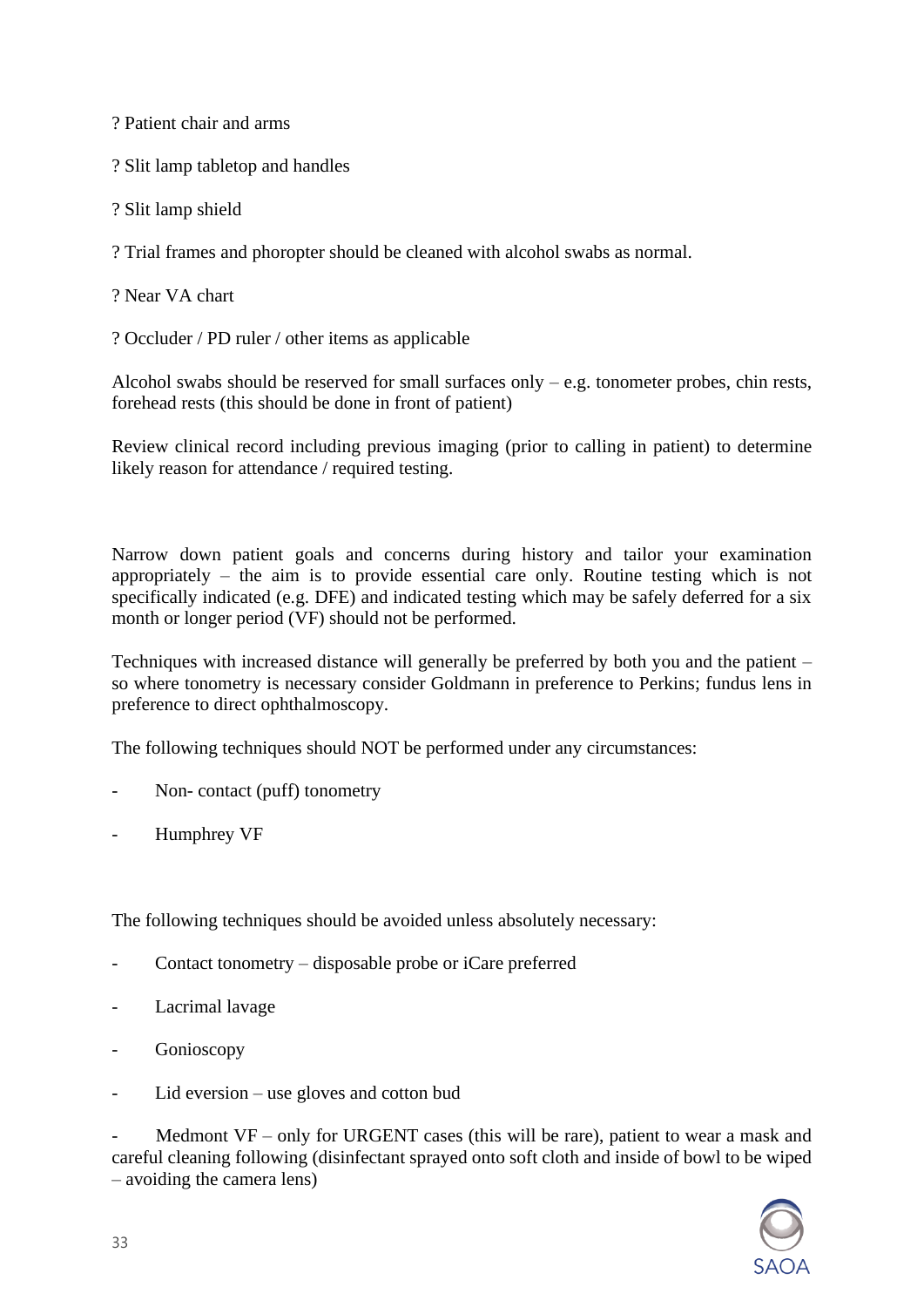? Patient chair and arms

? Slit lamp tabletop and handles

? Slit lamp shield

? Trial frames and phoropter should be cleaned with alcohol swabs as normal.

? Near VA chart

? Occluder / PD ruler / other items as applicable

Alcohol swabs should be reserved for small surfaces only – e.g. tonometer probes, chin rests, forehead rests (this should be done in front of patient)

Review clinical record including previous imaging (prior to calling in patient) to determine likely reason for attendance / required testing.

Narrow down patient goals and concerns during history and tailor your examination appropriately – the aim is to provide essential care only. Routine testing which is not specifically indicated (e.g. DFE) and indicated testing which may be safely deferred for a six month or longer period (VF) should not be performed.

Techniques with increased distance will generally be preferred by both you and the patient – so where tonometry is necessary consider Goldmann in preference to Perkins; fundus lens in preference to direct ophthalmoscopy.

The following techniques should NOT be performed under any circumstances:

- Non- contact (puff) tonometry
- Humphrey VF

The following techniques should be avoided unless absolutely necessary:

- Contact tonometry – disposable probe or iCare preferred
- Lacrimal lavage
- Gonioscopy
- Lid eversion – use gloves and cotton bud
- Medmont VF – only for URGENT cases (this will be rare), patient to wear a mask and careful cleaning following (disinfectant sprayed onto soft cloth and inside of bowl to be wiped – avoiding the camera lens)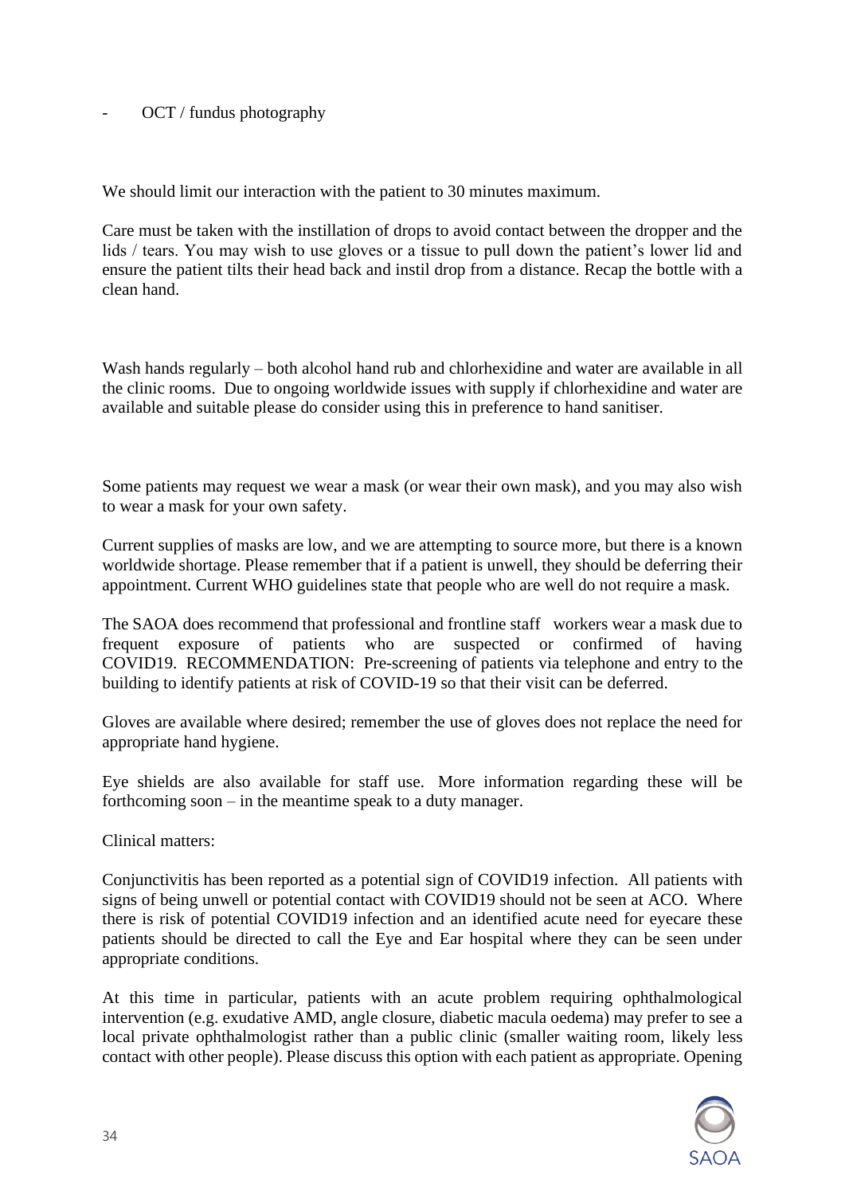- OCT / fundus photography

We should limit our interaction with the patient to 30 minutes maximum.

Care must be taken with the instillation of drops to avoid contact between the dropper and the lids / tears. You may wish to use gloves or a tissue to pull down the patient's lower lid and ensure the patient tilts their head back and instil drop from a distance. Recap the bottle with a clean hand.

Wash hands regularly – both alcohol hand rub and chlorhexidine and water are available in all the clinic rooms. Due to ongoing worldwide issues with supply if chlorhexidine and water are available and suitable please do consider using this in preference to hand sanitiser.

Some patients may request we wear a mask (or wear their own mask), and you may also wish to wear a mask for your own safety.

Current supplies of masks are low, and we are attempting to source more, but there is a known worldwide shortage. Please remember that if a patient is unwell, they should be deferring their appointment. Current WHO guidelines state that people who are well do not require a mask.

The SAOA does recommend that professional and frontline staff workers wear a mask due to frequent exposure of patients who are suspected or confirmed of having COVID19. RECOMMENDATION: Pre-screening of patients via telephone and entry to the building to identify patients at risk of COVID-19 so that their visit can be deferred.

Gloves are available where desired; remember the use of gloves does not replace the need for appropriate hand hygiene.

Eye shields are also available for staff use. More information regarding these will be forthcoming soon – in the meantime speak to a duty manager.

Clinical matters:

Conjunctivitis has been reported as a potential sign of COVID19 infection. All patients with signs of being unwell or potential contact with COVID19 should not be seen at ACO. Where there is risk of potential COVID19 infection and an identified acute need for eyecare these patients should be directed to call the Eye and Ear hospital where they can be seen under appropriate conditions.

At this time in particular, patients with an acute problem requiring ophthalmological intervention (e.g. exudative AMD, angle closure, diabetic macula oedema) may prefer to see a local private ophthalmologist rather than a public clinic (smaller waiting room, likely less contact with other people). Please discuss this option with each patient as appropriate. Opening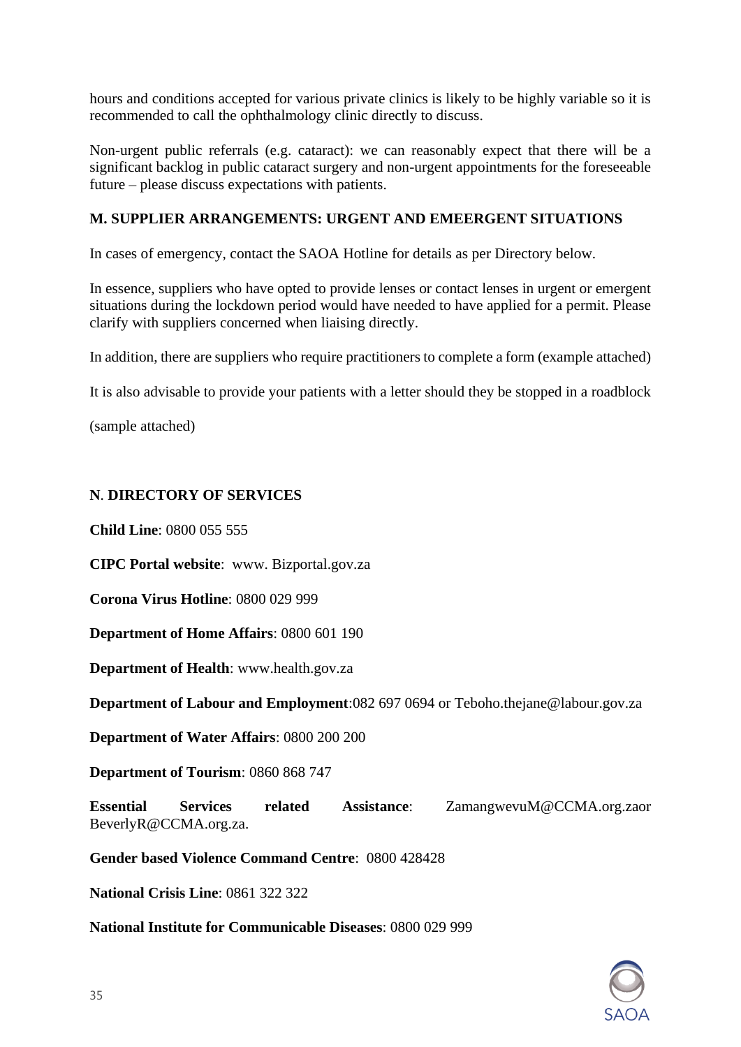hours and conditions accepted for various private clinics is likely to be highly variable so it is recommended to call the ophthalmology clinic directly to discuss.

Non-urgent public referrals (e.g. cataract): we can reasonably expect that there will be a significant backlog in public cataract surgery and non-urgent appointments for the foreseeable future – please discuss expectations with patients.

## M. SUPPLIER ARRANGEMENTS: URGENT AND EMEERGENT SITUATIONS

In cases of emergency, contact the SAOA Hotline for details as per Directory below.

In essence, suppliers who have opted to provide lenses or contact lenses in urgent or emergent situations during the lockdown period would have needed to have applied for a permit. Please clarify with suppliers concerned when liaising directly.

In addition, there are suppliers who require practitioners to complete a form (example attached)

It is also advisable to provide your patients with a letter should they be stopped in a roadblock

(sample attached)

## N. DIRECTORY OF SERVICES

**Child Line**: 0800 055 555

**CIPC Portal website**: www. Bizportal.gov.za

**Corona Virus Hotline**: 0800 029 999

**Department of Home Affairs**: 0800 601 190

**Department of Health**: www.health.gov.za

**Department of Labour and Employment**:082 697 0694 or Teboho.thejane@labour.gov.za

**Department of Water Affairs**: 0800 200 200

**Department of Tourism**: 0860 868 747

**Essential Services related Assistance**: ZamangwevuM@CCMA.org.zaor BeverlyR@CCMA.org.za.

**Gender based Violence Command Centre**: 0800 428428

**National Crisis Line**: 0861 322 322

**National Institute for Communicable Diseases**: 0800 029 999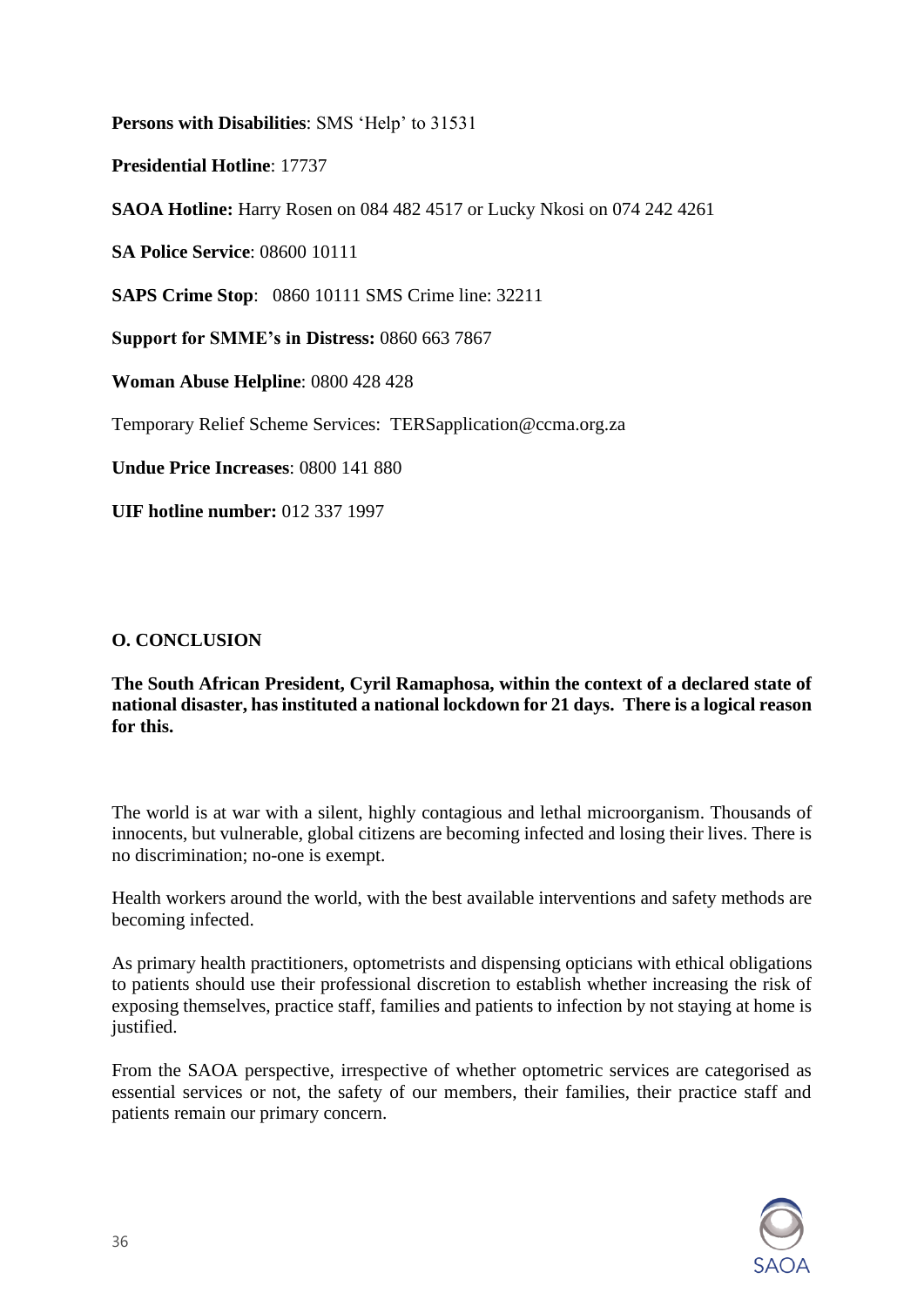**Persons with Disabilities**: SMS 'Help' to 31531

**Presidential Hotline**: 17737

**SAOA Hotline:** Harry Rosen on 084 482 4517 or Lucky Nkosi on 074 242 4261

**SA Police Service**: 08600 10111

**SAPS Crime Stop**: 0860 10111 SMS Crime line: 32211

**Support for SMME's in Distress:** 0860 663 7867

**Woman Abuse Helpline**: 0800 428 428

Temporary Relief Scheme Services: TERSapplication@ccma.org.za

**Undue Price Increases**: 0800 141 880

**UIF hotline number:** 012 337 1997

## O. CONCLUSION

**The South African President, Cyril Ramaphosa, within the context of a declared state of national disaster, has instituted a national lockdown for 21 days. There is a logical reason for this.**

The world is at war with a silent, highly contagious and lethal microorganism. Thousands of innocents, but vulnerable, global citizens are becoming infected and losing their lives. There is no discrimination; no-one is exempt.

Health workers around the world, with the best available interventions and safety methods are becoming infected.

As primary health practitioners, optometrists and dispensing opticians with ethical obligations to patients should use their professional discretion to establish whether increasing the risk of exposing themselves, practice staff, families and patients to infection by not staying at home is justified.

From the SAOA perspective, irrespective of whether optometric services are categorised as essential services or not, the safety of our members, their families, their practice staff and patients remain our primary concern.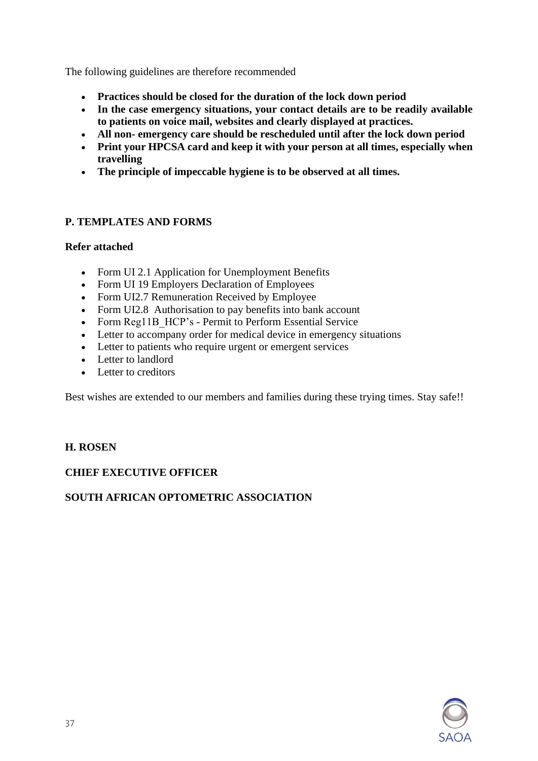The following guidelines are therefore recommended

- **Practices should be closed for the duration of the lock down period**
- **In the case emergency situations, your contact details are to be readily available to patients on voice mail, websites and clearly displayed at practices.**
- **All non- emergency care should be rescheduled until after the lock down period**
- **Print your HPCSA card and keep it with your person at all times, especially when travelling**
- **The principle of impeccable hygiene is to be observed at all times.**

## P. TEMPLATES AND FORMS

**Refer attached**

- Form UI 2.1 Application for Unemployment Benefits
- Form UI 19 Employers Declaration of Employees
- Form UI2.7 Remuneration Received by Employee
- Form UI2.8 Authorisation to pay benefits into bank account
- Form Reg11B_HCP's - Permit to Perform Essential Service
- Letter to accompany order for medical device in emergency situations
- Letter to patients who require urgent or emergent services
- Letter to landlord
- Letter to creditors

Best wishes are extended to our members and families during these trying times. Stay safe!!

**H. ROSEN**

**CHIEF EXECUTIVE OFFICER**

**SOUTH AFRICAN OPTOMETRIC ASSOCIATION**